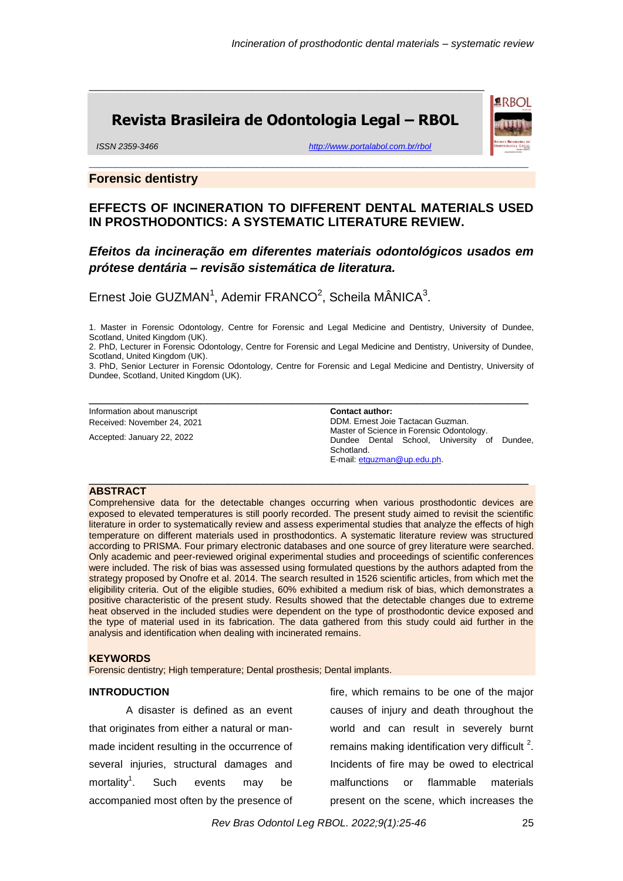Revista Brasileira de Odontologia Legal – RBOL

ISSN 2359-3466

http://www.portalabol.com.br/rbol

## Forensic dentistry

# EFFECTS OF INCINERATION TO DIFFERENT DENTAL MATERIALS USED IN PROSTHODONTICS: A SYSTEMATIC LITERATURE REVIEW.

***Efeitos da incineração em diferentes materiais odontológicos usados em prótese dentária – revisão sistemática de literatura.***

Ernest Joie GUZMAN[1], Ademir FRANCO[2], Scheila MÂNICA[3].

1. Master in Forensic Odontology, Centre for Forensic and Legal Medicine and Dentistry, University of Dundee, Scotland, United Kingdom (UK).
2. PhD, Lecturer in Forensic Odontology, Centre for Forensic and Legal Medicine and Dentistry, University of Dundee, Scotland, United Kingdom (UK).
3. PhD, Senior Lecturer in Forensic Odontology, Centre for Forensic and Legal Medicine and Dentistry, University of Dundee, Scotland, United Kingdom (UK).

Information about manuscript
Received: November 24, 2021
Accepted: January 22, 2022

**Contact author:**
DDM. Ernest Joie Tactacan Guzman.
Master of Science in Forensic Odontology.
Dundee Dental School, University of Dundee, Schotland.
E-mail: etguzman@up.edu.ph.

## ABSTRACT

Comprehensive data for the detectable changes occurring when various prosthodontic devices are exposed to elevated temperatures is still poorly recorded. The present study aimed to revisit the scientific literature in order to systematically review and assess experimental studies that analyze the effects of high temperature on different materials used in prosthodontics. A systematic literature review was structured according to PRISMA. Four primary electronic databases and one source of grey literature were searched. Only academic and peer-reviewed original experimental studies and proceedings of scientific conferences were included. The risk of bias was assessed using formulated questions by the authors adapted from the strategy proposed by Onofre et al. 2014. The search resulted in 1526 scientific articles, from which met the eligibility criteria. Out of the eligible studies, 60% exhibited a medium risk of bias, which demonstrates a positive characteristic of the present study. Results showed that the detectable changes due to extreme heat observed in the included studies were dependent on the type of prosthodontic device exposed and the type of material used in its fabrication. The data gathered from this study could aid further in the analysis and identification when dealing with incinerated remains.

## KEYWORDS

Forensic dentistry; High temperature; Dental prosthesis; Dental implants.

## INTRODUCTION

A disaster is defined as an event that originates from either a natural or man-made incident resulting in the occurrence of several injuries, structural damages and mortality[1]. Such events may be accompanied most often by the presence of fire, which remains to be one of the major causes of injury and death throughout the world and can result in severely burnt remains making identification very difficult [2]. Incidents of fire may be owed to electrical malfunctions or flammable materials present on the scene, which increases the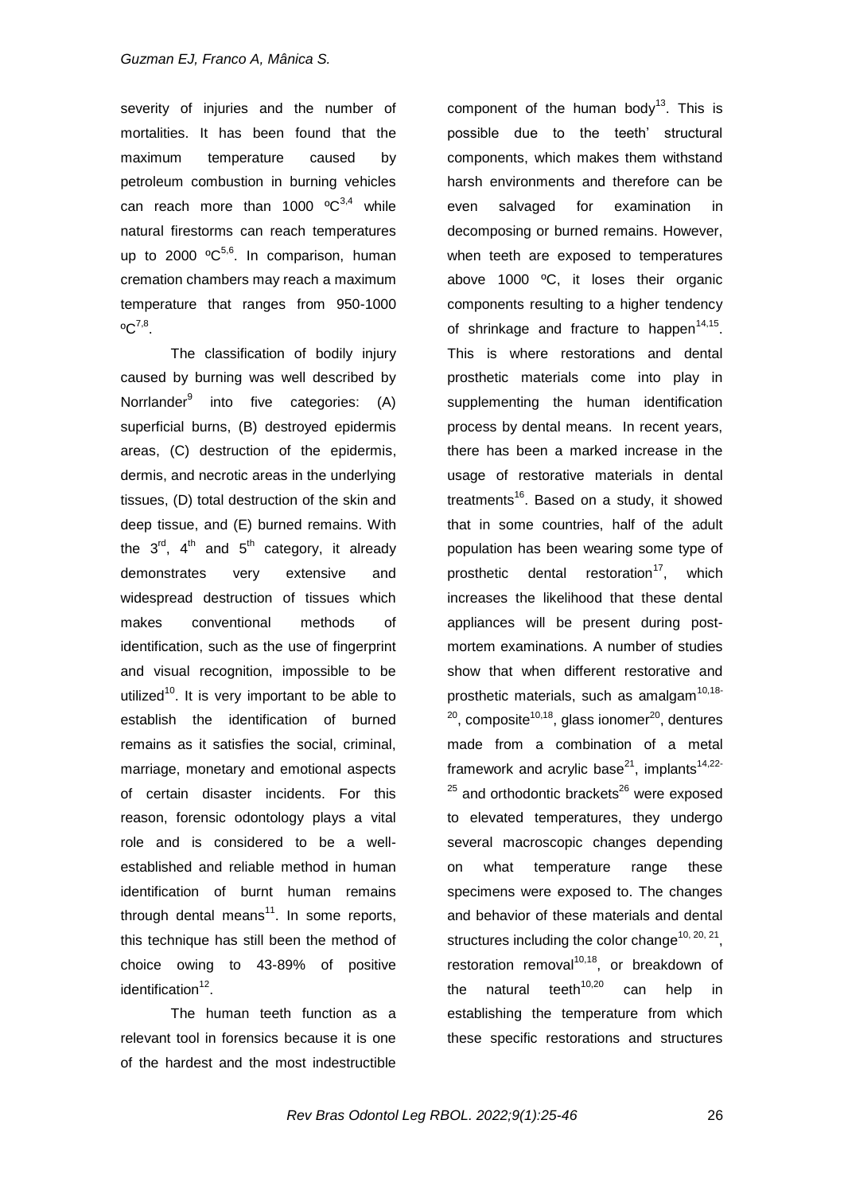severity of injuries and the number of mortalities. It has been found that the maximum temperature caused by petroleum combustion in burning vehicles can reach more than 1000 ºC[3,4] while natural firestorms can reach temperatures up to 2000 ºC[5,6]. In comparison, human cremation chambers may reach a maximum temperature that ranges from 950-1000 ºC[7,8].

The classification of bodily injury caused by burning was well described by Norrlander[9] into five categories: (A) superficial burns, (B) destroyed epidermis areas, (C) destruction of the epidermis, dermis, and necrotic areas in the underlying tissues, (D) total destruction of the skin and deep tissue, and (E) burned remains. With the 3rd, 4th and 5th category, it already demonstrates very extensive and widespread destruction of tissues which makes conventional methods of identification, such as the use of fingerprint and visual recognition, impossible to be utilized[10]. It is very important to be able to establish the identification of burned remains as it satisfies the social, criminal, marriage, monetary and emotional aspects of certain disaster incidents. For this reason, forensic odontology plays a vital role and is considered to be a well-established and reliable method in human identification of burnt human remains through dental means[11]. In some reports, this technique has still been the method of choice owing to 43-89% of positive identification[12].

The human teeth function as a relevant tool in forensics because it is one of the hardest and the most indestructible component of the human body[13]. This is possible due to the teeth' structural components, which makes them withstand harsh environments and therefore can be even salvaged for examination in decomposing or burned remains. However, when teeth are exposed to temperatures above 1000 ºC, it loses their organic components resulting to a higher tendency of shrinkage and fracture to happen[14,15]. This is where restorations and dental prosthetic materials come into play in supplementing the human identification process by dental means. In recent years, there has been a marked increase in the usage of restorative materials in dental treatments[16]. Based on a study, it showed that in some countries, half of the adult population has been wearing some type of prosthetic dental restoration[17], which increases the likelihood that these dental appliances will be present during post-mortem examinations. A number of studies show that when different restorative and prosthetic materials, such as amalgam[10,18-20], composite[10,18], glass ionomer[20], dentures made from a combination of a metal framework and acrylic base[21], implants[14,22-25] and orthodontic brackets[26] were exposed to elevated temperatures, they undergo several macroscopic changes depending on what temperature range these specimens were exposed to. The changes and behavior of these materials and dental structures including the color change[10, 20, 21], restoration removal[10,18], or breakdown of the natural teeth[10,20] can help in establishing the temperature from which these specific restorations and structures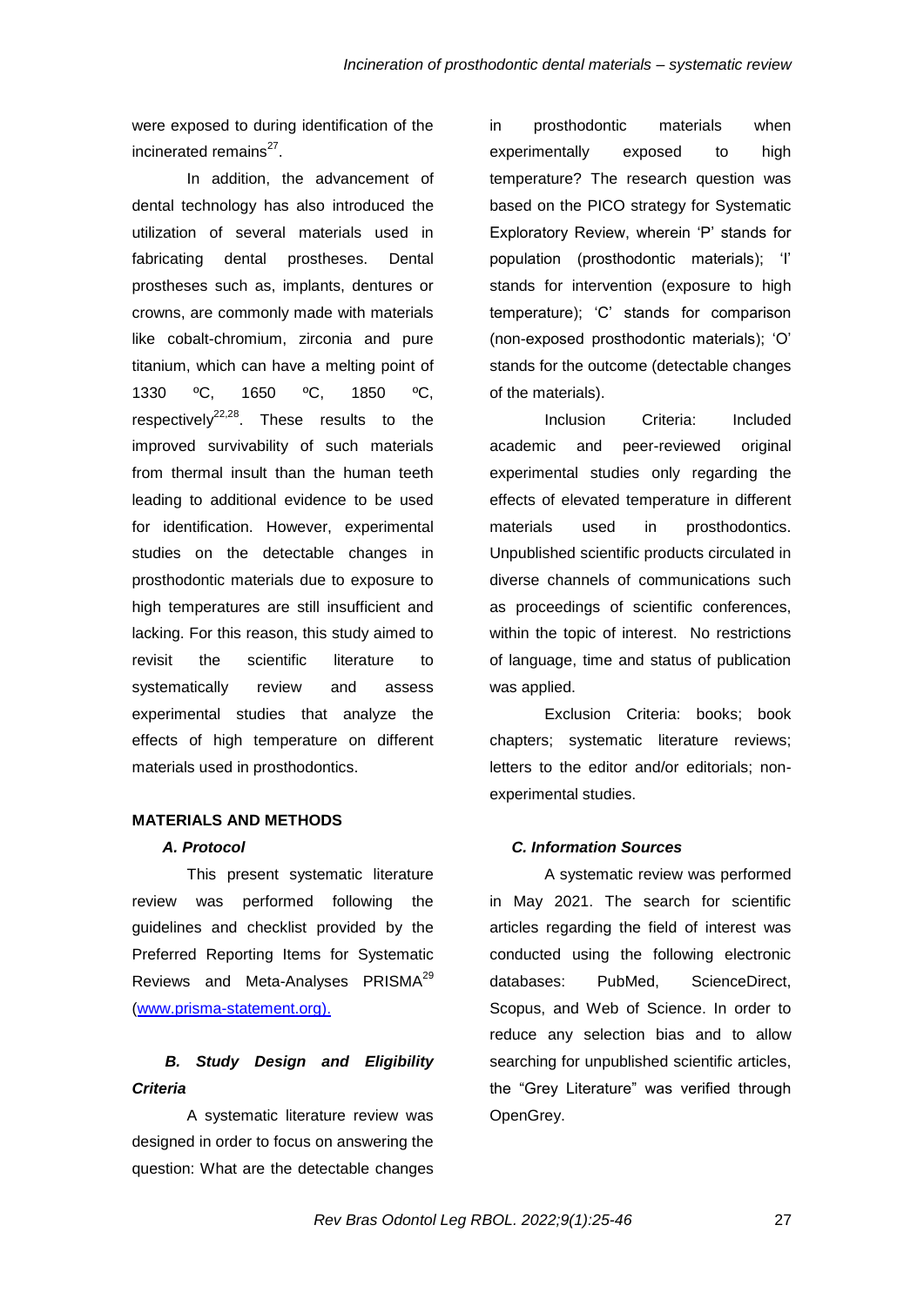were exposed to during identification of the incinerated remains[27].

In addition, the advancement of dental technology has also introduced the utilization of several materials used in fabricating dental prostheses. Dental prostheses such as, implants, dentures or crowns, are commonly made with materials like cobalt-chromium, zirconia and pure titanium, which can have a melting point of 1330 ºC, 1650 ºC, 1850 ºC, respectively[22,28]. These results to the improved survivability of such materials from thermal insult than the human teeth leading to additional evidence to be used for identification. However, experimental studies on the detectable changes in prosthodontic materials due to exposure to high temperatures are still insufficient and lacking. For this reason, this study aimed to revisit the scientific literature to systematically review and assess experimental studies that analyze the effects of high temperature on different materials used in prosthodontics.

## MATERIALS AND METHODS

### *A. Protocol*

This present systematic literature review was performed following the guidelines and checklist provided by the Preferred Reporting Items for Systematic Reviews and Meta-Analyses PRISMA[29] (www.prisma-statement.org).

### *B. Study Design and Eligibility Criteria*

A systematic literature review was designed in order to focus on answering the question: What are the detectable changes in prosthodontic materials when experimentally exposed to high temperature? The research question was based on the PICO strategy for Systematic Exploratory Review, wherein 'P' stands for population (prosthodontic materials); 'I' stands for intervention (exposure to high temperature); 'C' stands for comparison (non-exposed prosthodontic materials); 'O' stands for the outcome (detectable changes of the materials).

Inclusion Criteria: Included academic and peer-reviewed original experimental studies only regarding the effects of elevated temperature in different materials used in prosthodontics. Unpublished scientific products circulated in diverse channels of communications such as proceedings of scientific conferences, within the topic of interest. No restrictions of language, time and status of publication was applied.

Exclusion Criteria: books; book chapters; systematic literature reviews; letters to the editor and/or editorials; non-experimental studies.

### *C. Information Sources*

A systematic review was performed in May 2021. The search for scientific articles regarding the field of interest was conducted using the following electronic databases: PubMed, ScienceDirect, Scopus, and Web of Science. In order to reduce any selection bias and to allow searching for unpublished scientific articles, the "Grey Literature" was verified through OpenGrey.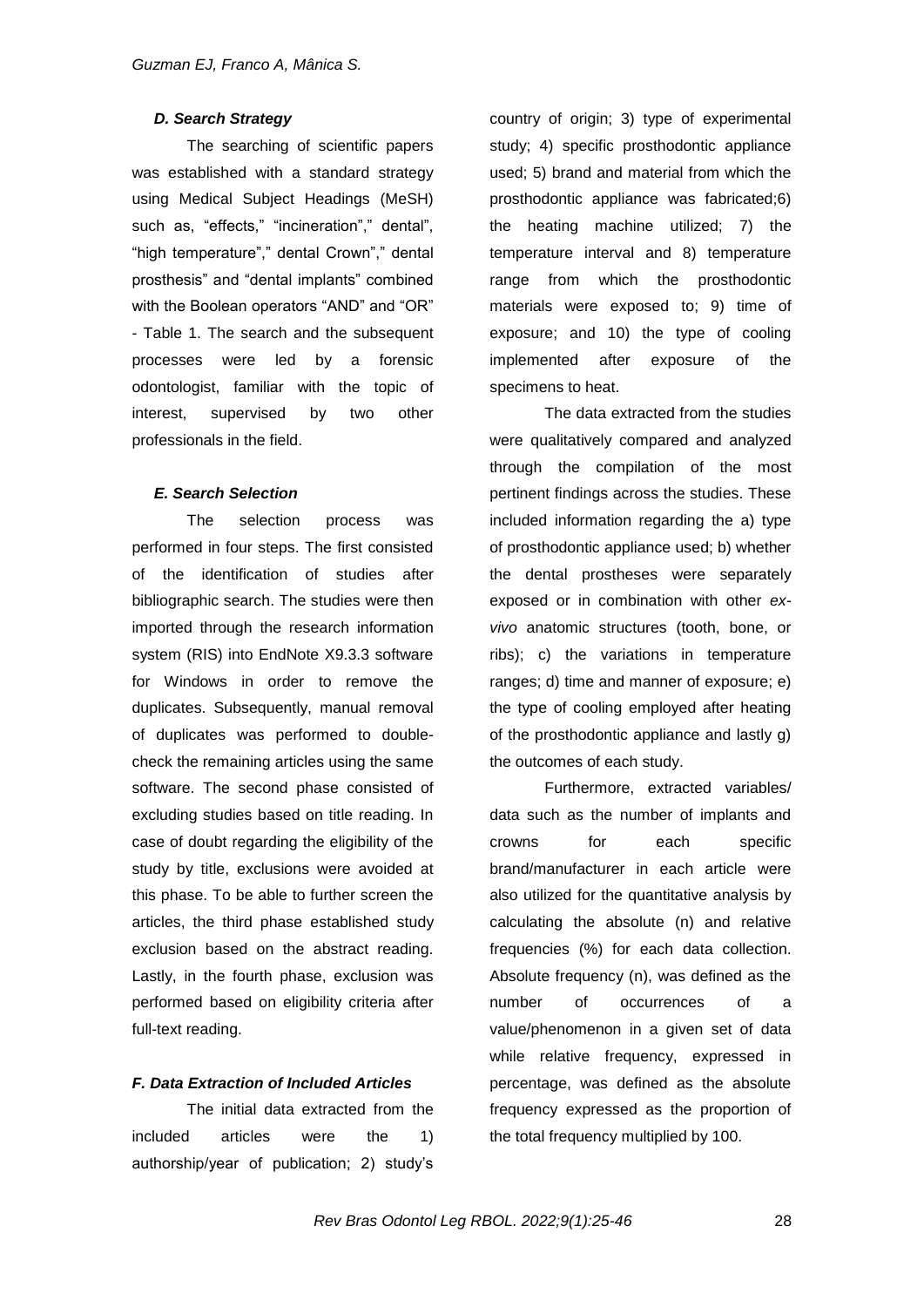### *D. Search Strategy*

The searching of scientific papers was established with a standard strategy using Medical Subject Headings (MeSH) such as, "effects," "incineration"," dental", "high temperature"," dental Crown"," dental prosthesis" and "dental implants" combined with the Boolean operators "AND" and "OR" - Table 1. The search and the subsequent processes were led by a forensic odontologist, familiar with the topic of interest, supervised by two other professionals in the field.

### *E. Search Selection*

The selection process was performed in four steps. The first consisted of the identification of studies after bibliographic search. The studies were then imported through the research information system (RIS) into EndNote X9.3.3 software for Windows in order to remove the duplicates. Subsequently, manual removal of duplicates was performed to double-check the remaining articles using the same software. The second phase consisted of excluding studies based on title reading. In case of doubt regarding the eligibility of the study by title, exclusions were avoided at this phase. To be able to further screen the articles, the third phase established study exclusion based on the abstract reading. Lastly, in the fourth phase, exclusion was performed based on eligibility criteria after full-text reading.

### *F. Data Extraction of Included Articles*

The initial data extracted from the included articles were the 1) authorship/year of publication; 2) study's country of origin; 3) type of experimental study; 4) specific prosthodontic appliance used; 5) brand and material from which the prosthodontic appliance was fabricated;6) the heating machine utilized; 7) the temperature interval and 8) temperature range from which the prosthodontic materials were exposed to; 9) time of exposure; and 10) the type of cooling implemented after exposure of the specimens to heat.

The data extracted from the studies were qualitatively compared and analyzed through the compilation of the most pertinent findings across the studies. These included information regarding the a) type of prosthodontic appliance used; b) whether the dental prostheses were separately exposed or in combination with other *ex-vivo* anatomic structures (tooth, bone, or ribs); c) the variations in temperature ranges; d) time and manner of exposure; e) the type of cooling employed after heating of the prosthodontic appliance and lastly g) the outcomes of each study.

Furthermore, extracted variables/ data such as the number of implants and crowns for each specific brand/manufacturer in each article were also utilized for the quantitative analysis by calculating the absolute (n) and relative frequencies (%) for each data collection. Absolute frequency (n), was defined as the number of occurrences of a value/phenomenon in a given set of data while relative frequency, expressed in percentage, was defined as the absolute frequency expressed as the proportion of the total frequency multiplied by 100.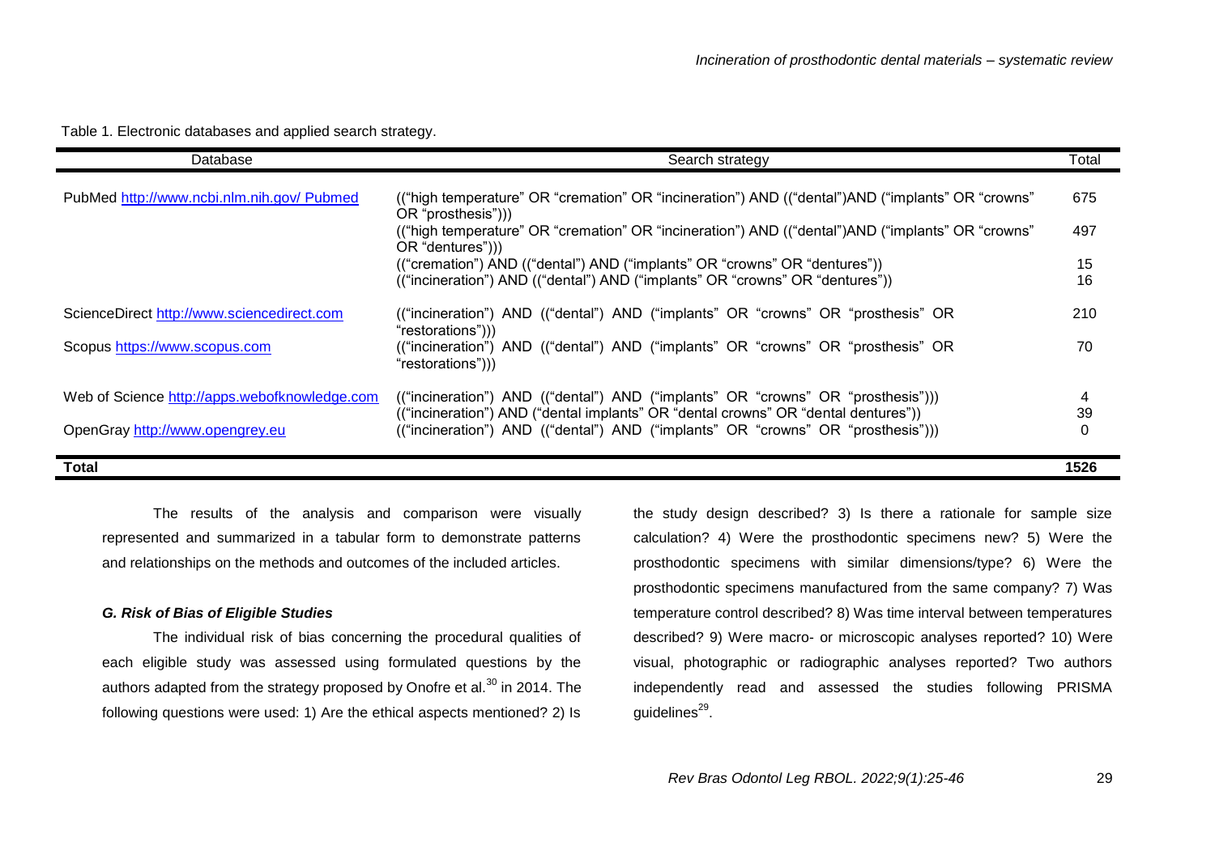Table 1. Electronic databases and applied search strategy.

| Database | Search strategy | Total |
|---|---|---|
| PubMed http://www.ncbi.nlm.nih.gov/ Pubmed | ((“high temperature” OR “cremation” OR “incineration”) AND ((“dental”)AND (“implants” OR “crowns” OR “prosthesis”))) | 675 |
| | ((“high temperature” OR “cremation” OR “incineration”) AND ((“dental”)AND (“implants” OR “crowns” OR “dentures”))) | 497 |
| | ((“cremation”) AND ((“dental”) AND (“implants” OR “crowns” OR “dentures”)) | 15 |
| | ((“incineration”) AND ((“dental”) AND (“implants” OR “crowns” OR “dentures”)) | 16 |
| ScienceDirect http://www.sciencedirect.com | ((“incineration”) AND ((“dental”) AND (“implants” OR “crowns” OR “prosthesis” OR “restorations”))) | 210 |
| Scopus https://www.scopus.com | ((“incineration”) AND ((“dental”) AND (“implants” OR “crowns” OR “prosthesis” OR “restorations”))) | 70 |
| Web of Science http://apps.webofknowledge.com | ((“incineration”) AND ((“dental”) AND (“implants” OR “crowns” OR “prosthesis”))) | 4 |
| | ((“incineration”) AND (“dental implants” OR “dental crowns” OR “dental dentures”)) | 39 |
| OpenGray http://www.opengrey.eu | ((“incineration”) AND ((“dental”) AND (“implants” OR “crowns” OR “prosthesis”))) | 0 |
| **Total** | | **1526** |

The results of the analysis and comparison were visually represented and summarized in a tabular form to demonstrate patterns and relationships on the methods and outcomes of the included articles.

### *G. Risk of Bias of Eligible Studies*

The individual risk of bias concerning the procedural qualities of each eligible study was assessed using formulated questions by the authors adapted from the strategy proposed by Onofre et al.[30] in 2014. The following questions were used: 1) Are the ethical aspects mentioned? 2) Is the study design described? 3) Is there a rationale for sample size calculation? 4) Were the prosthodontic specimens new? 5) Were the prosthodontic specimens with similar dimensions/type? 6) Were the prosthodontic specimens manufactured from the same company? 7) Was temperature control described? 8) Was time interval between temperatures described? 9) Were macro- or microscopic analyses reported? 10) Were visual, photographic or radiographic analyses reported? Two authors independently read and assessed the studies following PRISMA guidelines[29].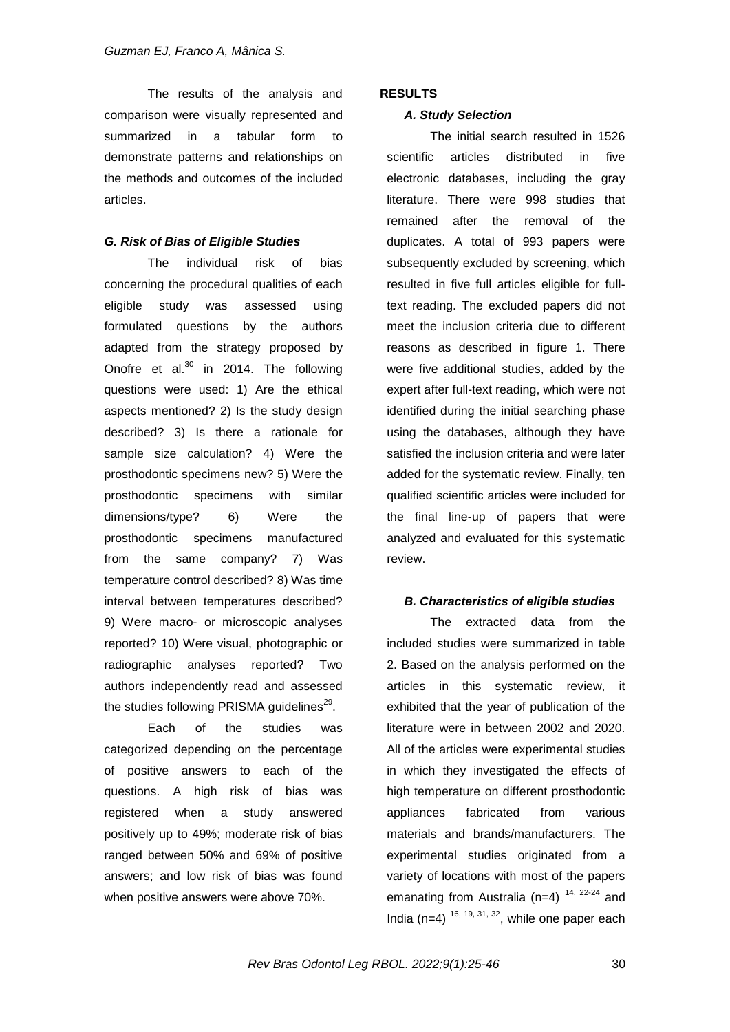The results of the analysis and comparison were visually represented and summarized in a tabular form to demonstrate patterns and relationships on the methods and outcomes of the included articles.

### *G. Risk of Bias of Eligible Studies*

The individual risk of bias concerning the procedural qualities of each eligible study was assessed using formulated questions by the authors adapted from the strategy proposed by Onofre et al.[30] in 2014. The following questions were used: 1) Are the ethical aspects mentioned? 2) Is the study design described? 3) Is there a rationale for sample size calculation? 4) Were the prosthodontic specimens new? 5) Were the prosthodontic specimens with similar dimensions/type? 6) Were the prosthodontic specimens manufactured from the same company? 7) Was temperature control described? 8) Was time interval between temperatures described? 9) Were macro- or microscopic analyses reported? 10) Were visual, photographic or radiographic analyses reported? Two authors independently read and assessed the studies following PRISMA guidelines[29].

Each of the studies was categorized depending on the percentage of positive answers to each of the questions. A high risk of bias was registered when a study answered positively up to 49%; moderate risk of bias ranged between 50% and 69% of positive answers; and low risk of bias was found when positive answers were above 70%.

## RESULTS

### *A. Study Selection*

The initial search resulted in 1526 scientific articles distributed in five electronic databases, including the gray literature. There were 998 studies that remained after the removal of the duplicates. A total of 993 papers were subsequently excluded by screening, which resulted in five full articles eligible for full-text reading. The excluded papers did not meet the inclusion criteria due to different reasons as described in figure 1. There were five additional studies, added by the expert after full-text reading, which were not identified during the initial searching phase using the databases, although they have satisfied the inclusion criteria and were later added for the systematic review. Finally, ten qualified scientific articles were included for the final line-up of papers that were analyzed and evaluated for this systematic review.

### *B. Characteristics of eligible studies*

The extracted data from the included studies were summarized in table 2. Based on the analysis performed on the articles in this systematic review, it exhibited that the year of publication of the literature were in between 2002 and 2020. All of the articles were experimental studies in which they investigated the effects of high temperature on different prosthodontic appliances fabricated from various materials and brands/manufacturers. The experimental studies originated from a variety of locations with most of the papers emanating from Australia (n=4) [14, 22-24] and India (n=4) [16, 19, 31, 32], while one paper each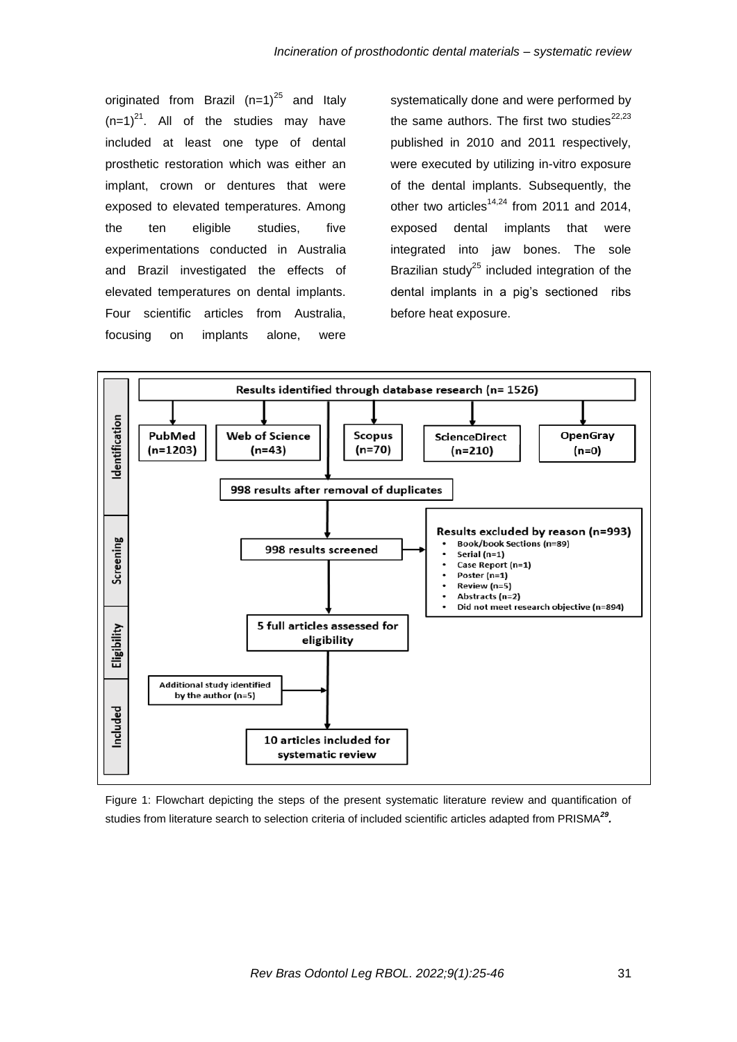originated from Brazil (n=1)[25] and Italy (n=1)[21]. All of the studies may have included at least one type of dental prosthetic restoration which was either an implant, crown or dentures that were exposed to elevated temperatures. Among the ten eligible studies, five experimentations conducted in Australia and Brazil investigated the effects of elevated temperatures on dental implants. Four scientific articles from Australia, focusing on implants alone, were systematically done and were performed by the same authors. The first two studies[22,23] published in 2010 and 2011 respectively, were executed by utilizing in-vitro exposure of the dental implants. Subsequently, the other two articles[14,24] from 2011 and 2014, exposed dental implants that were integrated into jaw bones. The sole Brazilian study[25] included integration of the dental implants in a pig's sectioned ribs before heat exposure.

**Identification**

Results identified through database research (n= 1526)

- PubMed (n=1203)
- Web of Science (n=43)
- Scopus (n=70)
- ScienceDirect (n=210)
- OpenGray (n=0)

998 results after removal of duplicates

**Screening**

998 results screened

Results excluded by reason (n=993)

- Book/book Sections (n=89)
- Serial (n=1)
- Case Report (n=1)
- Poster (n=1)
- Review (n=5)
- Abstracts (n=2)
- Did not meet research objective (n=894)

**Eligibility**

5 full articles assessed for eligibility

Additional study identified by the author (n=5)

**Included**

10 articles included for systematic review

Figure 1: Flowchart depicting the steps of the present systematic literature review and quantification of studies from literature search to selection criteria of included scientific articles adapted from PRISMA[29].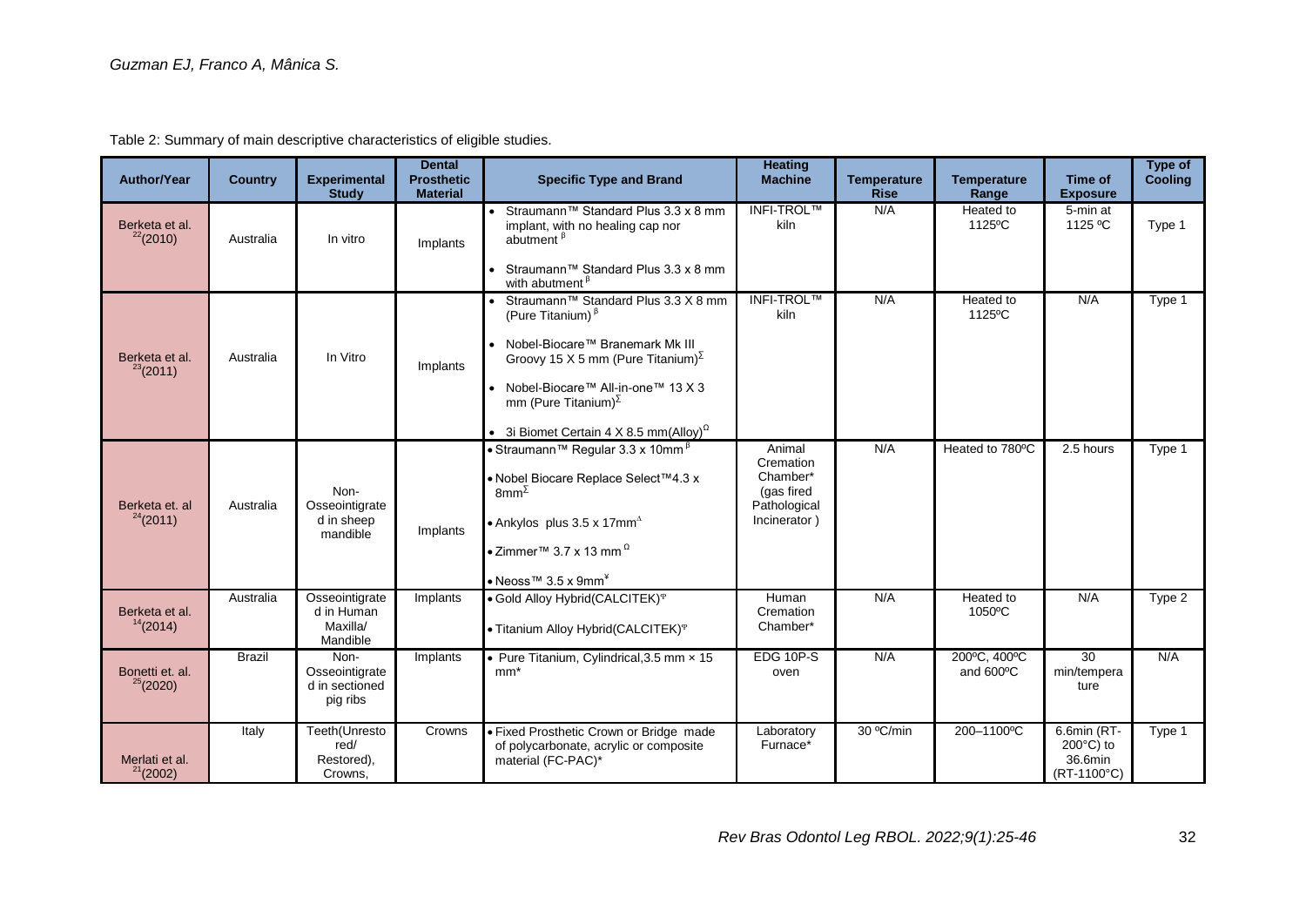Table 2: Summary of main descriptive characteristics of eligible studies.

| Author/Year | Country | Experimental Study | Dental Prosthetic Material | Specific Type and Brand | Heating Machine | Temperature Rise | Temperature Range | Time of Exposure | Type of Cooling |
|---|---|---|---|---|---|---|---|---|---|
| Berketa et al. [22](2010) | Australia | In vitro | Implants | • Straumann™ Standard Plus 3.3 x 8 mm implant, with no healing cap nor abutment [β] <br> • Straumann™ Standard Plus 3.3 x 8 mm with abutment [β] | INFI-TROL™ kiln | N/A | Heated to 1125ºC | 5-min at 1125 ºC | Type 1 |
| Berketa et al. [23](2011) | Australia | In Vitro | Implants | • Straumann™ Standard Plus 3.3 X 8 mm (Pure Titanium) [β] <br> • Nobel-Biocare™ Branemark Mk III Groovy 15 X 5 mm (Pure Titanium)[Σ] <br> • Nobel-Biocare™ All-in-one™ 13 X 3 mm (Pure Titanium)[Σ] <br> • 3i Biomet Certain 4 X 8.5 mm(Alloy)[Ω] | INFI-TROL™ kiln | N/A | Heated to 1125ºC | N/A | Type 1 |
| Berketa et. al [24](2011) | Australia | Non-Osseointegrated in sheep mandible | Implants | • Straumann™ Regular 3.3 x 10mm [β] <br> • Nobel Biocare Replace Select™4.3 x 8mm[Σ] <br> • Ankylos plus 3.5 x 17mm[Δ] <br> • Zimmer™ 3.7 x 13 mm [Ω] <br> • Neoss™ 3.5 x 9mm[¥] | Animal Cremation Chamber* (gas fired Pathological Incinerator ) | N/A | Heated to 780ºC | 2.5 hours | Type 1 |
| Berketa et al. [14](2014) | Australia | Osseointegrated in Human Maxilla/ Mandible | Implants | • Gold Alloy Hybrid(CALCITEK)[Ψ] <br> • Titanium Alloy Hybrid(CALCITEK)[Ψ] | Human Cremation Chamber* | N/A | Heated to 1050ºC | N/A | Type 2 |
| Bonetti et. al. [25](2020) | Brazil | Non-Osseointegrated in sectioned pig ribs | Implants | • Pure Titanium, Cylindrical,3.5 mm × 15 mm* | EDG 10P-S oven | N/A | 200ºC, 400ºC and 600ºC | 30 min/temperature | N/A |
| Merlati et al. [21](2002) | Italy | Teeth(Unrestored/ Restored), Crowns, | Crowns | • Fixed Prosthetic Crown or Bridge made of polycarbonate, acrylic or composite material (FC-PAC)* | Laboratory Furnace* | 30 ºC/min | 200–1100ºC | 6.6min (RT-200°C) to 36.6min (RT-1100°C) | Type 1 |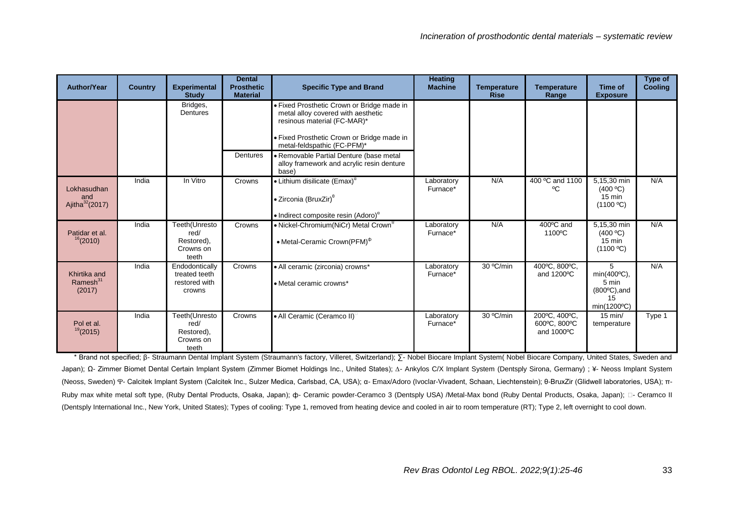| Author/Year | Country | Experimental Study | Dental Prosthetic Material | Specific Type and Brand | Heating Machine | Temperature Rise | Temperature Range | Time of Exposure | Type of Cooling |
|---|---|---|---|---|---|---|---|---|---|
| | | Bridges, Dentures | | • Fixed Prosthetic Crown or Bridge made in metal alloy covered with aesthetic resinous material (FC-MAR)* <br> • Fixed Prosthetic Crown or Bridge made in metal-feldspathic (FC-PFM)* | | | | | |
| | | | Dentures | • Removable Partial Denture (base metal alloy framework and acrylic resin denture base) | | | | | |
| Lokhasudhan and Ajitha[32](2017) | India | In Vitro | Crowns | • Lithium disilicate (Emax)[α] <br> • Zirconia (BruxZir)[θ] <br> • Indirect composite resin (Adoro)[α] | Laboratory Furnace* | N/A | 400 ºC and 1100 ºC | 5,15,30 min (400 ºC) 15 min (1100 ºC) | N/A |
| Patidar et al. [16](2010) | India | Teeth(Unrestored/ Restored), Crowns on teeth | Crowns | • Nickel-Chromium(NiCr) Metal Crown[π] <br> • Metal-Ceramic Crown(PFM)[Φ] | Laboratory Furnace* | N/A | 400ºC and 1100ºC | 5,15,30 min (400 ºC) 15 min (1100 ºC) | N/A |
| Khirtika and Ramesh[31] (2017) | India | Endodontically treated teeth restored with crowns | Crowns | • All ceramic (zirconia) crowns* <br> • Metal ceramic crowns* | Laboratory Furnace* | 30 ºC/min | 400ºC, 800ºC, and 1200ºC | 5 min(400ºC), 5 min (800ºC),and 15 min(1200ºC) | N/A |
| Pol et al. [19](2015) | India | Teeth(Unrestored/ Restored), Crowns on teeth | Crowns | • All Ceramic (Ceramco II)[□] | Laboratory Furnace* | 30 ºC/min | 200ºC, 400ºC, 600ºC, 800ºC and 1000ºC | 15 min/ temperature | Type 1 |

\* Brand not specified; β- Straumann Dental Implant System (Straumann's factory, Villeret, Switzerland); ∑- Nobel Biocare Implant System( Nobel Biocare Company, United States, Sweden and Japan); Ω- Zimmer Biomet Dental Certain Implant System (Zimmer Biomet Holdings Inc., United States); ∆- Ankylos C/X Implant System (Dentsply Sirona, Germany) ; ¥- Neoss Implant System (Neoss, Sweden) Ψ- Calcitek Implant System (Calcitek Inc., Sulzer Medica, Carlsbad, CA, USA); α- Emax/Adoro (Ivoclar-Vivadent, Schaan, Liechtenstein); θ-BruxZir (Glidwell laboratories, USA); π- Ruby max white metal soft type, (Ruby Dental Products, Osaka, Japan); ф- Ceramic powder-Ceramco 3 (Dentsply USA) /Metal-Max bond (Ruby Dental Products, Osaka, Japan); □- Ceramco II (Dentsply International Inc., New York, United States); Types of cooling: Type 1, removed from heating device and cooled in air to room temperature (RT); Type 2, left overnight to cool down.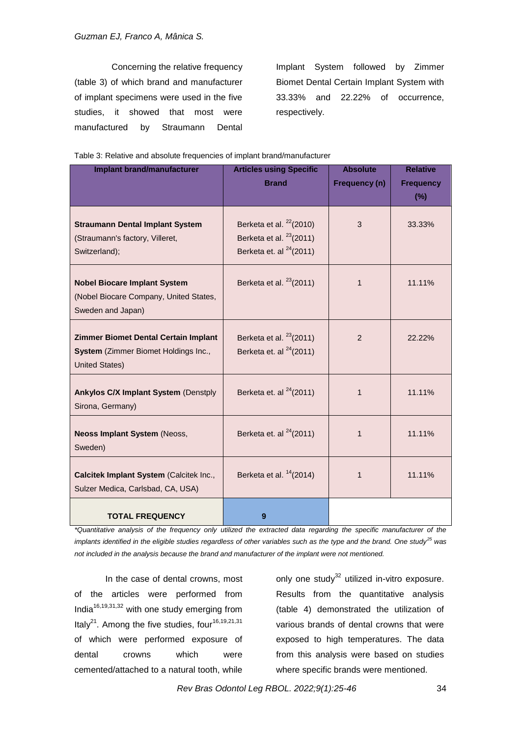Concerning the relative frequency (table 3) of which brand and manufacturer of implant specimens were used in the five studies, it showed that most were manufactured by Straumann Dental Implant System followed by Zimmer Biomet Dental Certain Implant System with 33.33% and 22.22% of occurrence, respectively.

Table 3: Relative and absolute frequencies of implant brand/manufacturer

| Implant brand/manufacturer | Articles using Specific Brand | Absolute Frequency (n) | Relative Frequency (%) |
|---|---|---|---|
| **Straumann Dental Implant System** (Straumann's factory, Villeret, Switzerland); | Berketa et al. [22](2010) Berketa et al. [23](2011) Berketa et. al [24](2011) | 3 | 33.33% |
| **Nobel Biocare Implant System** (Nobel Biocare Company, United States, Sweden and Japan) | Berketa et al. [23](2011) | 1 | 11.11% |
| **Zimmer Biomet Dental Certain Implant System** (Zimmer Biomet Holdings Inc., United States) | Berketa et al. [23](2011) Berketa et. al [24](2011) | 2 | 22.22% |
| **Ankylos C/X Implant System** (Denstply Sirona, Germany) | Berketa et. al [24](2011) | 1 | 11.11% |
| **Neoss Implant System** (Neoss, Sweden) | Berketa et. al [24](2011) | 1 | 11.11% |
| **Calcitek Implant System** (Calcitek Inc., Sulzer Medica, Carlsbad, CA, USA) | Berketa et al. [14](2014) | 1 | 11.11% |
| **TOTAL FREQUENCY** | 9 | | |

*\*Quantitative analysis of the frequency only utilized the extracted data regarding the specific manufacturer of the implants identified in the eligible studies regardless of other variables such as the type and the brand. One study[25] was not included in the analysis because the brand and manufacturer of the implant were not mentioned.*

In the case of dental crowns, most of the articles were performed from India[16,19,31,32] with one study emerging from Italy[21]. Among the five studies, four[16,19,21,31] of which were performed exposure of dental crowns which were cemented/attached to a natural tooth, while only one study[32] utilized in-vitro exposure. Results from the quantitative analysis (table 4) demonstrated the utilization of various brands of dental crowns that were exposed to high temperatures. The data from this analysis were based on studies where specific brands were mentioned.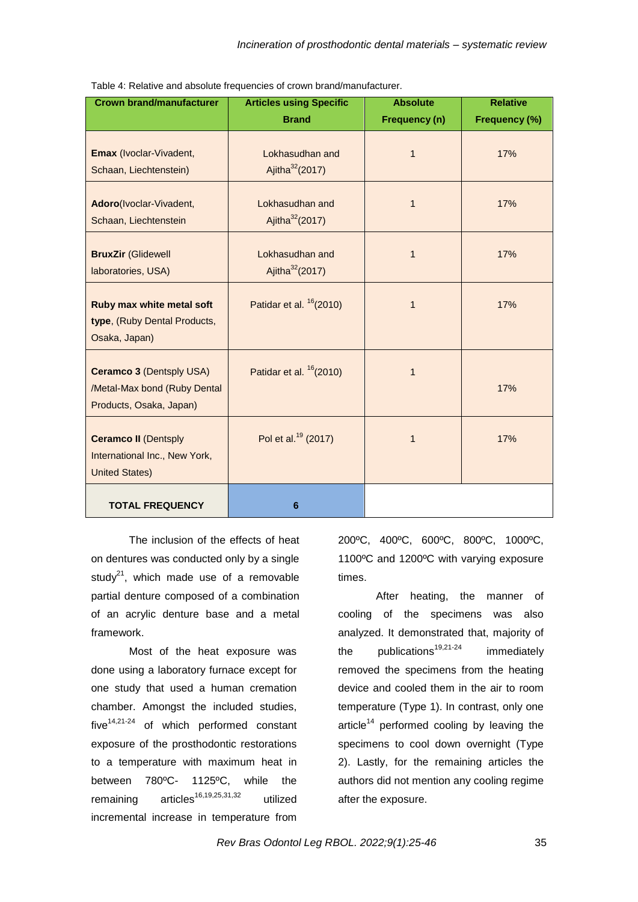Table 4: Relative and absolute frequencies of crown brand/manufacturer.

| Crown brand/manufacturer | Articles using Specific Brand | Absolute Frequency (n) | Relative Frequency (%) |
|---|---|---|---|
| **Emax** (Ivoclar-Vivadent, Schaan, Liechtenstein) | Lokhasudhan and Ajitha[32](2017) | 1 | 17% |
| **Adoro**(Ivoclar-Vivadent, Schaan, Liechtenstein | Lokhasudhan and Ajitha[32](2017) | 1 | 17% |
| **BruxZir** (Glidewell laboratories, USA) | Lokhasudhan and Ajitha[32](2017) | 1 | 17% |
| **Ruby max white metal soft type**, (Ruby Dental Products, Osaka, Japan) | Patidar et al. [16](2010) | 1 | 17% |
| **Ceramco 3** (Dentsply USA) /Metal-Max bond (Ruby Dental Products, Osaka, Japan) | Patidar et al. [16](2010) | 1 | 17% |
| **Ceramco II** (Dentsply International Inc., New York, United States) | Pol et al.[19] (2017) | 1 | 17% |
| **TOTAL FREQUENCY** | 6 | | |

The inclusion of the effects of heat on dentures was conducted only by a single study[21], which made use of a removable partial denture composed of a combination of an acrylic denture base and a metal framework.

Most of the heat exposure was done using a laboratory furnace except for one study that used a human cremation chamber. Amongst the included studies, five[14,21-24] of which performed constant exposure of the prosthodontic restorations to a temperature with maximum heat in between 780ºC- 1125ºC, while the remaining articles[16,19,25,31,32] utilized incremental increase in temperature from 200ºC, 400ºC, 600ºC, 800ºC, 1000ºC, 1100ºC and 1200ºC with varying exposure times.

After heating, the manner of cooling of the specimens was also analyzed. It demonstrated that, majority of the publications[19,21-24] immediately removed the specimens from the heating device and cooled them in the air to room temperature (Type 1). In contrast, only one article[14] performed cooling by leaving the specimens to cool down overnight (Type 2). Lastly, for the remaining articles the authors did not mention any cooling regime after the exposure.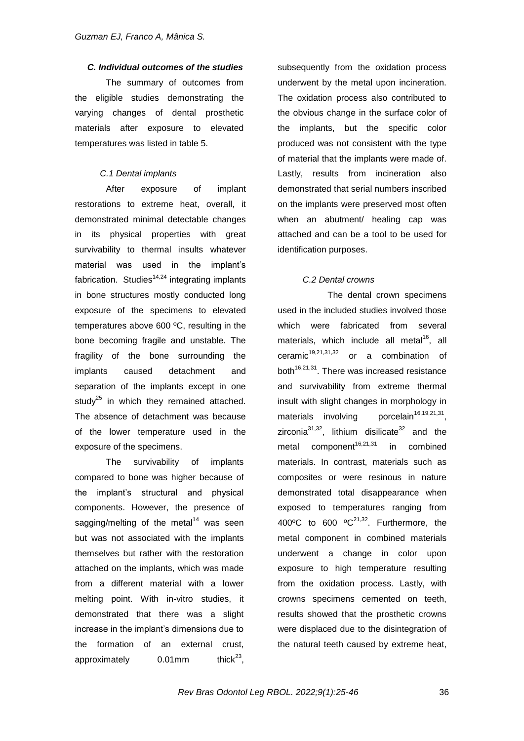### *C. Individual outcomes of the studies*

The summary of outcomes from the eligible studies demonstrating the varying changes of dental prosthetic materials after exposure to elevated temperatures was listed in table 5.

#### *C.1 Dental implants*

After exposure of implant restorations to extreme heat, overall, it demonstrated minimal detectable changes in its physical properties with great survivability to thermal insults whatever material was used in the implant's fabrication. Studies[14,24] integrating implants in bone structures mostly conducted long exposure of the specimens to elevated temperatures above 600 ºC, resulting in the bone becoming fragile and unstable. The fragility of the bone surrounding the implants caused detachment and separation of the implants except in one study[25] in which they remained attached. The absence of detachment was because of the lower temperature used in the exposure of the specimens.

The survivability of implants compared to bone was higher because of the implant's structural and physical components. However, the presence of sagging/melting of the metal[14] was seen but was not associated with the implants themselves but rather with the restoration attached on the implants, which was made from a different material with a lower melting point. With in-vitro studies, it demonstrated that there was a slight increase in the implant's dimensions due to the formation of an external crust, approximately 0.01mm thick[23], subsequently from the oxidation process underwent by the metal upon incineration. The oxidation process also contributed to the obvious change in the surface color of the implants, but the specific color produced was not consistent with the type of material that the implants were made of. Lastly, results from incineration also demonstrated that serial numbers inscribed on the implants were preserved most often when an abutment/ healing cap was attached and can be a tool to be used for identification purposes.

#### *C.2 Dental crowns*

The dental crown specimens used in the included studies involved those which were fabricated from several materials, which include all metal[16], all ceramic[19,21,31,32] or a combination of both[16,21,31]. There was increased resistance and survivability from extreme thermal insult with slight changes in morphology in materials involving porcelain[16,19,21,31], zirconia[31,32], lithium disilicate[32] and the metal component[16,21,31] in combined materials. In contrast, materials such as composites or were resinous in nature demonstrated total disappearance when exposed to temperatures ranging from 400ºC to 600 ºC[21,32]. Furthermore, the metal component in combined materials underwent a change in color upon exposure to high temperature resulting from the oxidation process. Lastly, with crowns specimens cemented on teeth, results showed that the prosthetic crowns were displaced due to the disintegration of the natural teeth caused by extreme heat,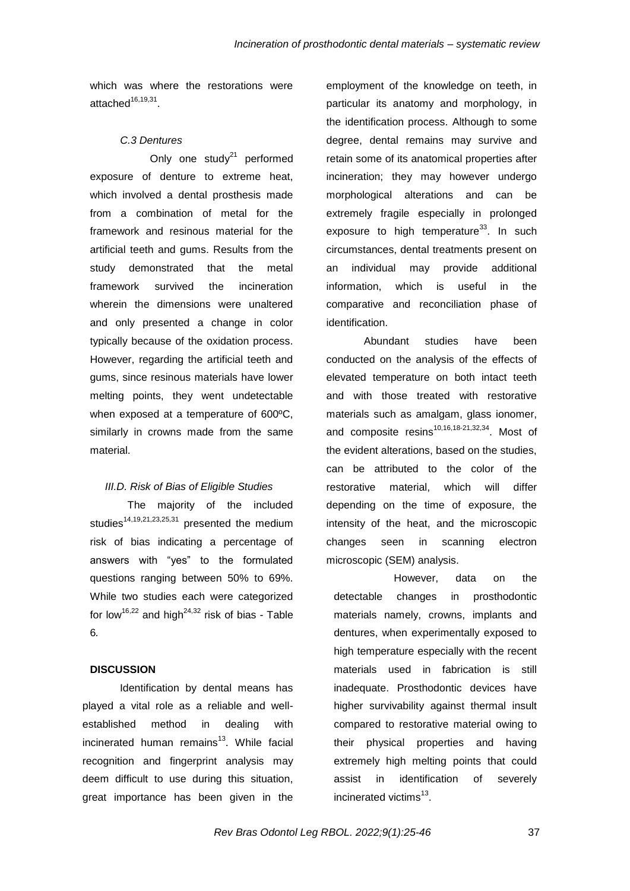which was where the restorations were attached[16,19,31].

*C.3 Dentures*

Only one study[21] performed exposure of denture to extreme heat, which involved a dental prosthesis made from a combination of metal for the framework and resinous material for the artificial teeth and gums. Results from the study demonstrated that the metal framework survived the incineration wherein the dimensions were unaltered and only presented a change in color typically because of the oxidation process. However, regarding the artificial teeth and gums, since resinous materials have lower melting points, they went undetectable when exposed at a temperature of 600ºC, similarly in crowns made from the same material.

*III.D. Risk of Bias of Eligible Studies*

The majority of the included studies[14,19,21,23,25,31] presented the medium risk of bias indicating a percentage of answers with "yes" to the formulated questions ranging between 50% to 69%. While two studies each were categorized for low[16,22] and high[24,32] risk of bias - Table 6.

## DISCUSSION

Identification by dental means has played a vital role as a reliable and well-established method in dealing with incinerated human remains[13]. While facial recognition and fingerprint analysis may deem difficult to use during this situation, great importance has been given in the employment of the knowledge on teeth, in particular its anatomy and morphology, in the identification process. Although to some degree, dental remains may survive and retain some of its anatomical properties after incineration; they may however undergo morphological alterations and can be extremely fragile especially in prolonged exposure to high temperature[33]. In such circumstances, dental treatments present on an individual may provide additional information, which is useful in the comparative and reconciliation phase of identification.

Abundant studies have been conducted on the analysis of the effects of elevated temperature on both intact teeth and with those treated with restorative materials such as amalgam, glass ionomer, and composite resins[10,16,18-21,32,34]. Most of the evident alterations, based on the studies, can be attributed to the color of the restorative material, which will differ depending on the time of exposure, the intensity of the heat, and the microscopic changes seen in scanning electron microscopic (SEM) analysis.

However, data on the detectable changes in prosthodontic materials namely, crowns, implants and dentures, when experimentally exposed to high temperature especially with the recent materials used in fabrication is still inadequate. Prosthodontic devices have higher survivability against thermal insult compared to restorative material owing to their physical properties and having extremely high melting points that could assist in identification of severely incinerated victims[13].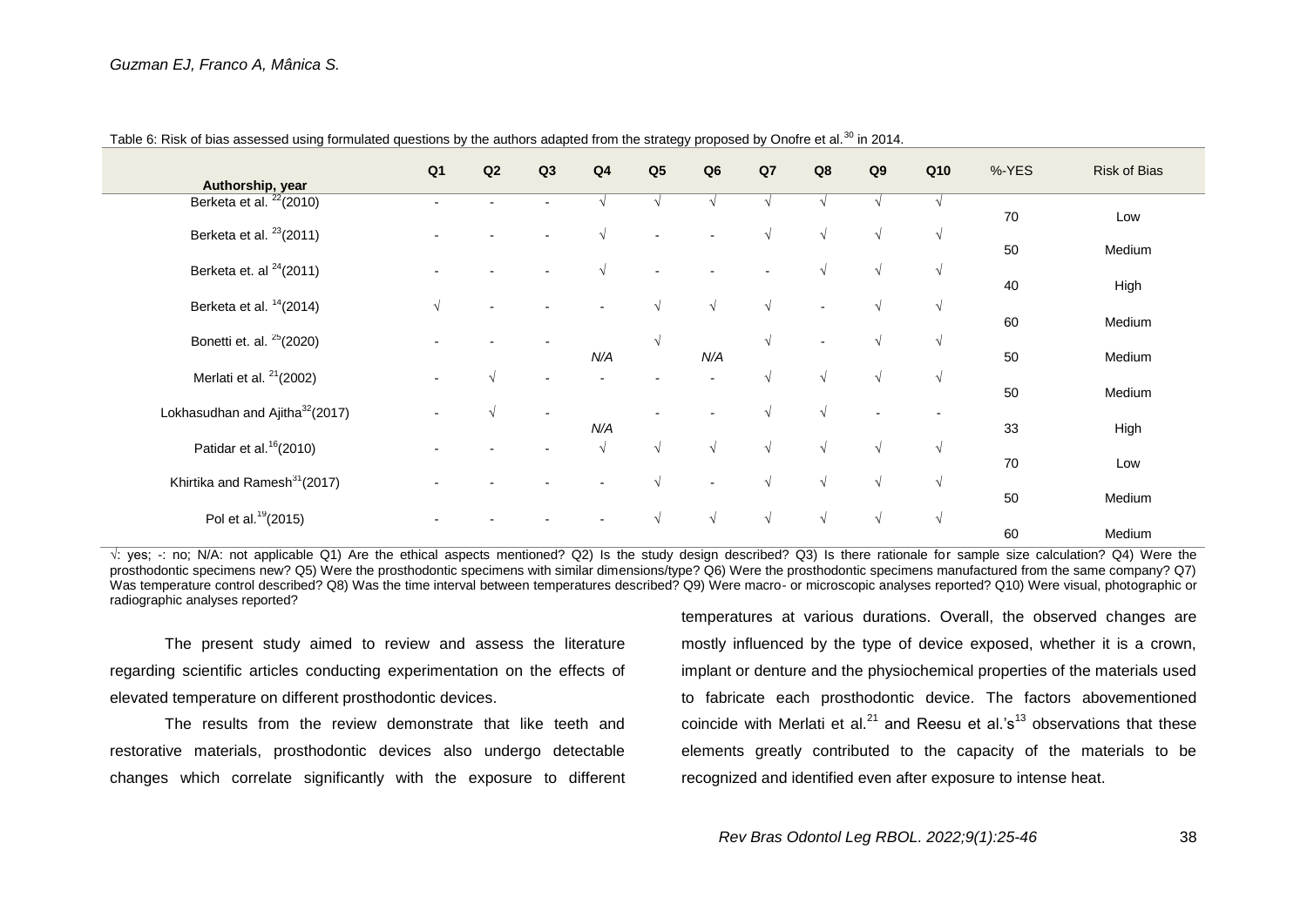Table 6: Risk of bias assessed using formulated questions by the authors adapted from the strategy proposed by Onofre et al.[30] in 2014.

| Authorship, year | Q1 | Q2 | Q3 | Q4 | Q5 | Q6 | Q7 | Q8 | Q9 | Q10 | %-YES | Risk of Bias |
|---|---|---|---|---|---|---|---|---|---|---|---|---|
| Berketa et al. [22](2010) | - | - | - | √ | √ | √ | √ | √ | √ | √ | 70 | Low |
| Berketa et al. [23](2011) | - | - | - | √ | - | - | √ | √ | √ | √ | 50 | Medium |
| Berketa et. al [24](2011) | - | - | - | √ | - | - | - | √ | √ | √ | 40 | High |
| Berketa et al. [14](2014) | √ | - | - | - | √ | √ | √ | - | √ | √ | 60 | Medium |
| Bonetti et. al. [25](2020) | - | - | - | N/A | √ | N/A | √ | - | √ | √ | 50 | Medium |
| Merlati et al. [21](2002) | - | √ | - | - | - | - | √ | √ | √ | √ | 50 | Medium |
| Lokhasudhan and Ajitha[32](2017) | - | √ | - | N/A | - | - | √ | √ | - | - | 33 | High |
| Patidar et al.[16](2010) | - | - | - | √ | √ | √ | √ | √ | √ | √ | 70 | Low |
| Khirtika and Ramesh[31](2017) | - | - | - | - | √ | - | √ | √ | √ | √ | 50 | Medium |
| Pol et al.[19](2015) | - | - | - | - | √ | √ | √ | √ | √ | √ | 60 | Medium |

√: yes; -: no; N/A: not applicable Q1) Are the ethical aspects mentioned? Q2) Is the study design described? Q3) Is there rationale for sample size calculation? Q4) Were the prosthodontic specimens new? Q5) Were the prosthodontic specimens with similar dimensions/type? Q6) Were the prosthodontic specimens manufactured from the same company? Q7) Was temperature control described? Q8) Was the time interval between temperatures described? Q9) Were macro- or microscopic analyses reported? Q10) Were visual, photographic or radiographic analyses reported?

The present study aimed to review and assess the literature regarding scientific articles conducting experimentation on the effects of elevated temperature on different prosthodontic devices.

The results from the review demonstrate that like teeth and restorative materials, prosthodontic devices also undergo detectable changes which correlate significantly with the exposure to different temperatures at various durations. Overall, the observed changes are mostly influenced by the type of device exposed, whether it is a crown, implant or denture and the physiochemical properties of the materials used to fabricate each prosthodontic device. The factors abovementioned coincide with Merlati et al.[21] and Reesu et al.'s[13] observations that these elements greatly contributed to the capacity of the materials to be recognized and identified even after exposure to intense heat.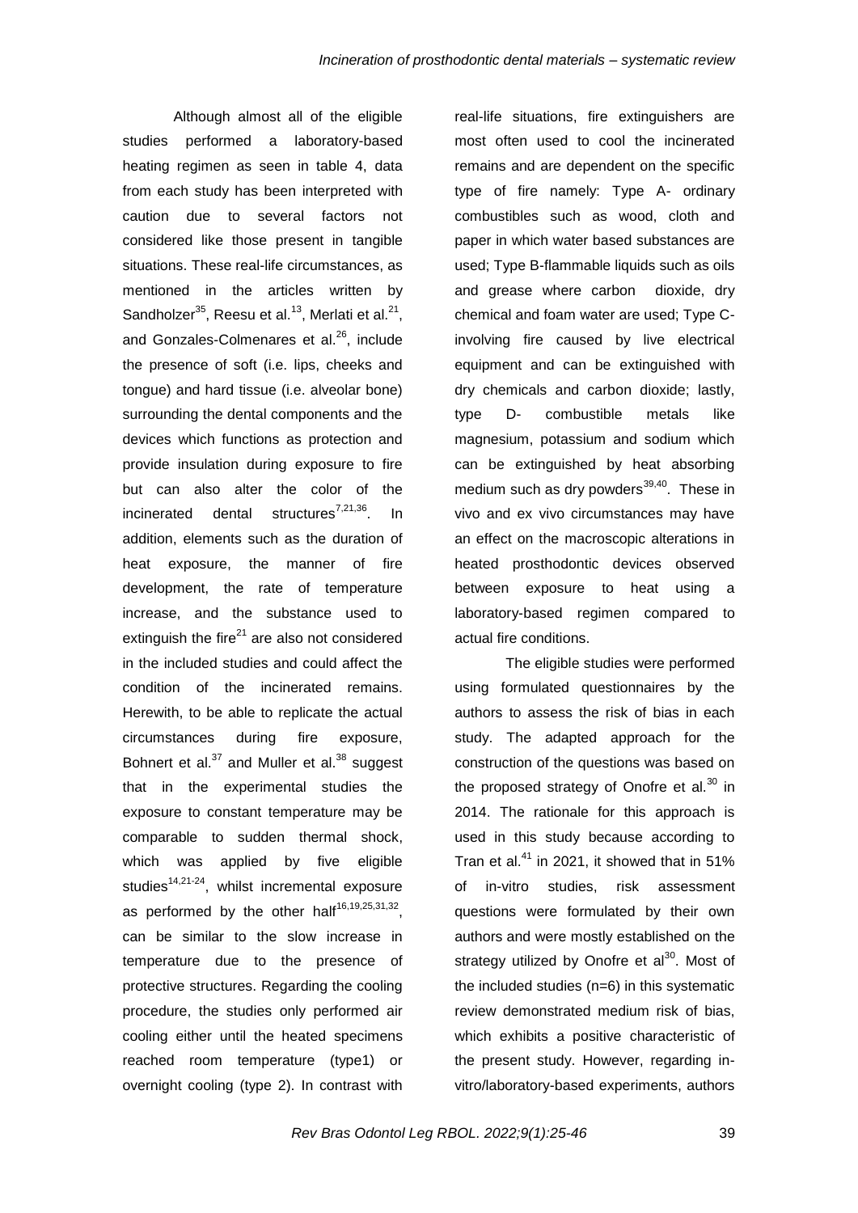Although almost all of the eligible studies performed a laboratory-based heating regimen as seen in table 4, data from each study has been interpreted with caution due to several factors not considered like those present in tangible situations. These real-life circumstances, as mentioned in the articles written by Sandholzer[35], Reesu et al.[13], Merlati et al.[21], and Gonzales-Colmenares et al.[26], include the presence of soft (i.e. lips, cheeks and tongue) and hard tissue (i.e. alveolar bone) surrounding the dental components and the devices which functions as protection and provide insulation during exposure to fire but can also alter the color of the incinerated dental structures[7,21,36]. In addition, elements such as the duration of heat exposure, the manner of fire development, the rate of temperature increase, and the substance used to extinguish the fire[21] are also not considered in the included studies and could affect the condition of the incinerated remains. Herewith, to be able to replicate the actual circumstances during fire exposure, Bohnert et al.[37] and Muller et al.[38] suggest that in the experimental studies the exposure to constant temperature may be comparable to sudden thermal shock, which was applied by five eligible studies[14,21-24], whilst incremental exposure as performed by the other half[16,19,25,31,32], can be similar to the slow increase in temperature due to the presence of protective structures. Regarding the cooling procedure, the studies only performed air cooling either until the heated specimens reached room temperature (type1) or overnight cooling (type 2). In contrast with real-life situations, fire extinguishers are most often used to cool the incinerated remains and are dependent on the specific type of fire namely: Type A- ordinary combustibles such as wood, cloth and paper in which water based substances are used; Type B-flammable liquids such as oils and grease where carbon dioxide, dry chemical and foam water are used; Type C-involving fire caused by live electrical equipment and can be extinguished with dry chemicals and carbon dioxide; lastly, type D- combustible metals like magnesium, potassium and sodium which can be extinguished by heat absorbing medium such as dry powders[39,40]. These in vivo and ex vivo circumstances may have an effect on the macroscopic alterations in heated prosthodontic devices observed between exposure to heat using a laboratory-based regimen compared to actual fire conditions.

The eligible studies were performed using formulated questionnaires by the authors to assess the risk of bias in each study. The adapted approach for the construction of the questions was based on the proposed strategy of Onofre et al.[30] in 2014. The rationale for this approach is used in this study because according to Tran et al.[41] in 2021, it showed that in 51% of in-vitro studies, risk assessment questions were formulated by their own authors and were mostly established on the strategy utilized by Onofre et al[30]. Most of the included studies (n=6) in this systematic review demonstrated medium risk of bias, which exhibits a positive characteristic of the present study. However, regarding in-vitro/laboratory-based experiments, authors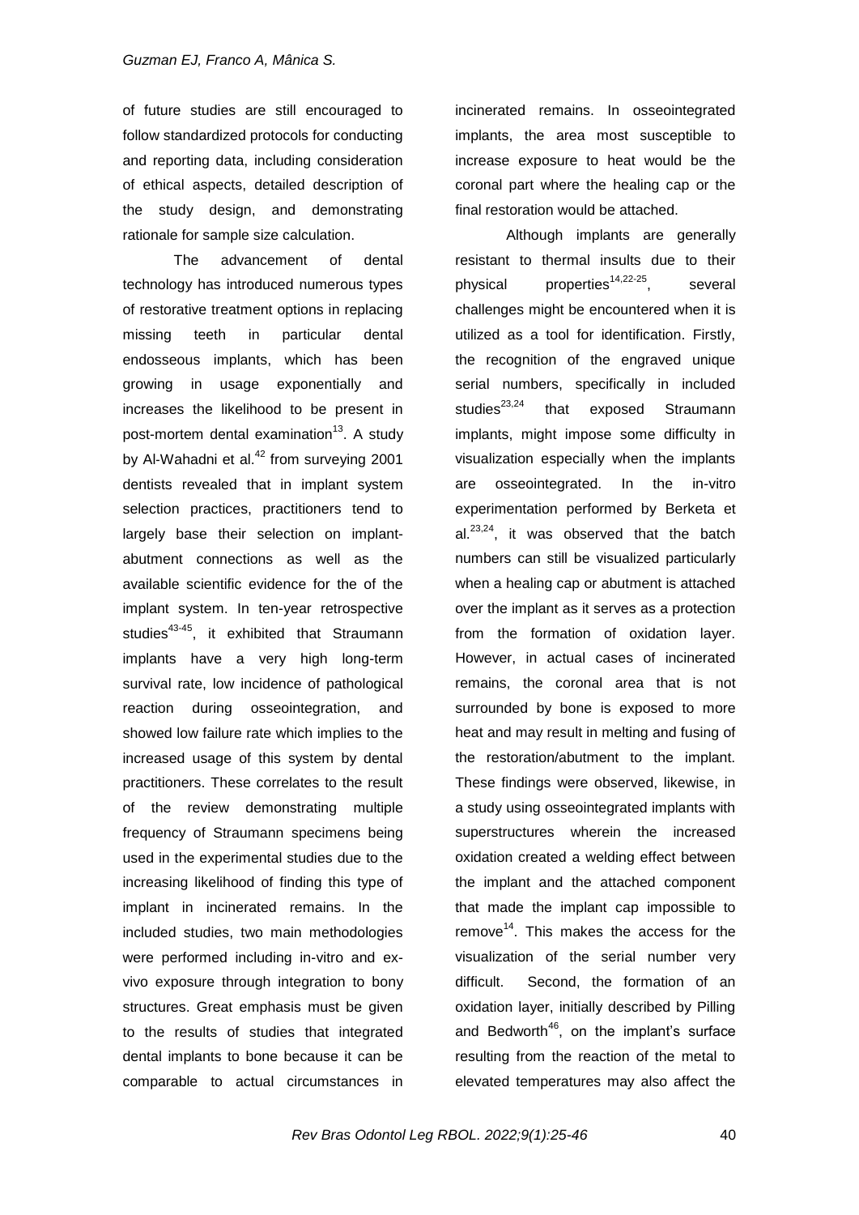of future studies are still encouraged to follow standardized protocols for conducting and reporting data, including consideration of ethical aspects, detailed description of the study design, and demonstrating rationale for sample size calculation.

The advancement of dental technology has introduced numerous types of restorative treatment options in replacing missing teeth in particular dental endosseous implants, which has been growing in usage exponentially and increases the likelihood to be present in post-mortem dental examination[13]. A study by Al-Wahadni et al.[42] from surveying 2001 dentists revealed that in implant system selection practices, practitioners tend to largely base their selection on implant-abutment connections as well as the available scientific evidence for the of the implant system. In ten-year retrospective studies[43-45], it exhibited that Straumann implants have a very high long-term survival rate, low incidence of pathological reaction during osseointegration, and showed low failure rate which implies to the increased usage of this system by dental practitioners. These correlates to the result of the review demonstrating multiple frequency of Straumann specimens being used in the experimental studies due to the increasing likelihood of finding this type of implant in incinerated remains. In the included studies, two main methodologies were performed including in-vitro and ex-vivo exposure through integration to bony structures. Great emphasis must be given to the results of studies that integrated dental implants to bone because it can be comparable to actual circumstances in incinerated remains. In osseointegrated implants, the area most susceptible to increase exposure to heat would be the coronal part where the healing cap or the final restoration would be attached.

Although implants are generally resistant to thermal insults due to their physical properties[14,22-25], several challenges might be encountered when it is utilized as a tool for identification. Firstly, the recognition of the engraved unique serial numbers, specifically in included studies[23,24] that exposed Straumann implants, might impose some difficulty in visualization especially when the implants are osseointegrated. In the in-vitro experimentation performed by Berketa et al.[23,24], it was observed that the batch numbers can still be visualized particularly when a healing cap or abutment is attached over the implant as it serves as a protection from the formation of oxidation layer. However, in actual cases of incinerated remains, the coronal area that is not surrounded by bone is exposed to more heat and may result in melting and fusing of the restoration/abutment to the implant. These findings were observed, likewise, in a study using osseointegrated implants with superstructures wherein the increased oxidation created a welding effect between the implant and the attached component that made the implant cap impossible to remove[14]. This makes the access for the visualization of the serial number very difficult. Second, the formation of an oxidation layer, initially described by Pilling and Bedworth[46], on the implant's surface resulting from the reaction of the metal to elevated temperatures may also affect the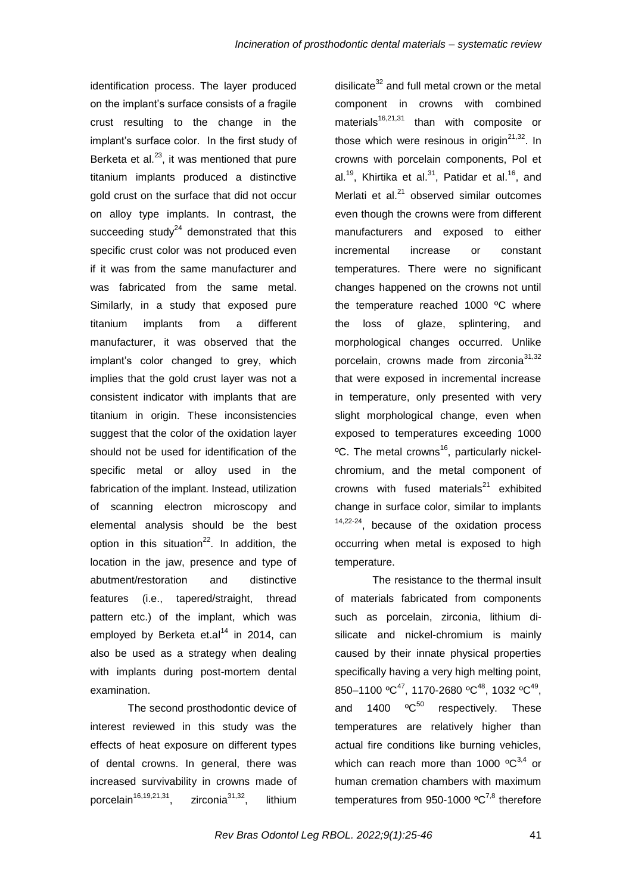identification process. The layer produced on the implant's surface consists of a fragile crust resulting to the change in the implant's surface color. In the first study of Berketa et al.[23], it was mentioned that pure titanium implants produced a distinctive gold crust on the surface that did not occur on alloy type implants. In contrast, the succeeding study[24] demonstrated that this specific crust color was not produced even if it was from the same manufacturer and was fabricated from the same metal. Similarly, in a study that exposed pure titanium implants from a different manufacturer, it was observed that the implant's color changed to grey, which implies that the gold crust layer was not a consistent indicator with implants that are titanium in origin. These inconsistencies suggest that the color of the oxidation layer should not be used for identification of the specific metal or alloy used in the fabrication of the implant. Instead, utilization of scanning electron microscopy and elemental analysis should be the best option in this situation[22]. In addition, the location in the jaw, presence and type of abutment/restoration and distinctive features (i.e., tapered/straight, thread pattern etc.) of the implant, which was employed by Berketa et.al[14] in 2014, can also be used as a strategy when dealing with implants during post-mortem dental examination.

The second prosthodontic device of interest reviewed in this study was the effects of heat exposure on different types of dental crowns. In general, there was increased survivability in crowns made of porcelain[16,19,21,31], zirconia[31,32], lithium disilicate[32] and full metal crown or the metal component in crowns with combined materials[16,21,31] than with composite or those which were resinous in origin[21,32]. In crowns with porcelain components, Pol et al.[19], Khirtika et al.[31], Patidar et al.[16], and Merlati et al.[21] observed similar outcomes even though the crowns were from different manufacturers and exposed to either incremental increase or constant temperatures. There were no significant changes happened on the crowns not until the temperature reached 1000 ºC where the loss of glaze, splintering, and morphological changes occurred. Unlike porcelain, crowns made from zirconia[31,32] that were exposed in incremental increase in temperature, only presented with very slight morphological change, even when exposed to temperatures exceeding 1000 ºC. The metal crowns[16], particularly nickel-chromium, and the metal component of crowns with fused materials[21] exhibited change in surface color, similar to implants [14,22-24], because of the oxidation process occurring when metal is exposed to high temperature.

The resistance to the thermal insult of materials fabricated from components such as porcelain, zirconia, lithium di-silicate and nickel-chromium is mainly caused by their innate physical properties specifically having a very high melting point, 850–1100 ºC[47], 1170-2680 ºC[48], 1032 ºC[49], and 1400 ºC[50] respectively. These temperatures are relatively higher than actual fire conditions like burning vehicles, which can reach more than 1000 ºC[3,4] or human cremation chambers with maximum temperatures from 950-1000 ºC[7,8] therefore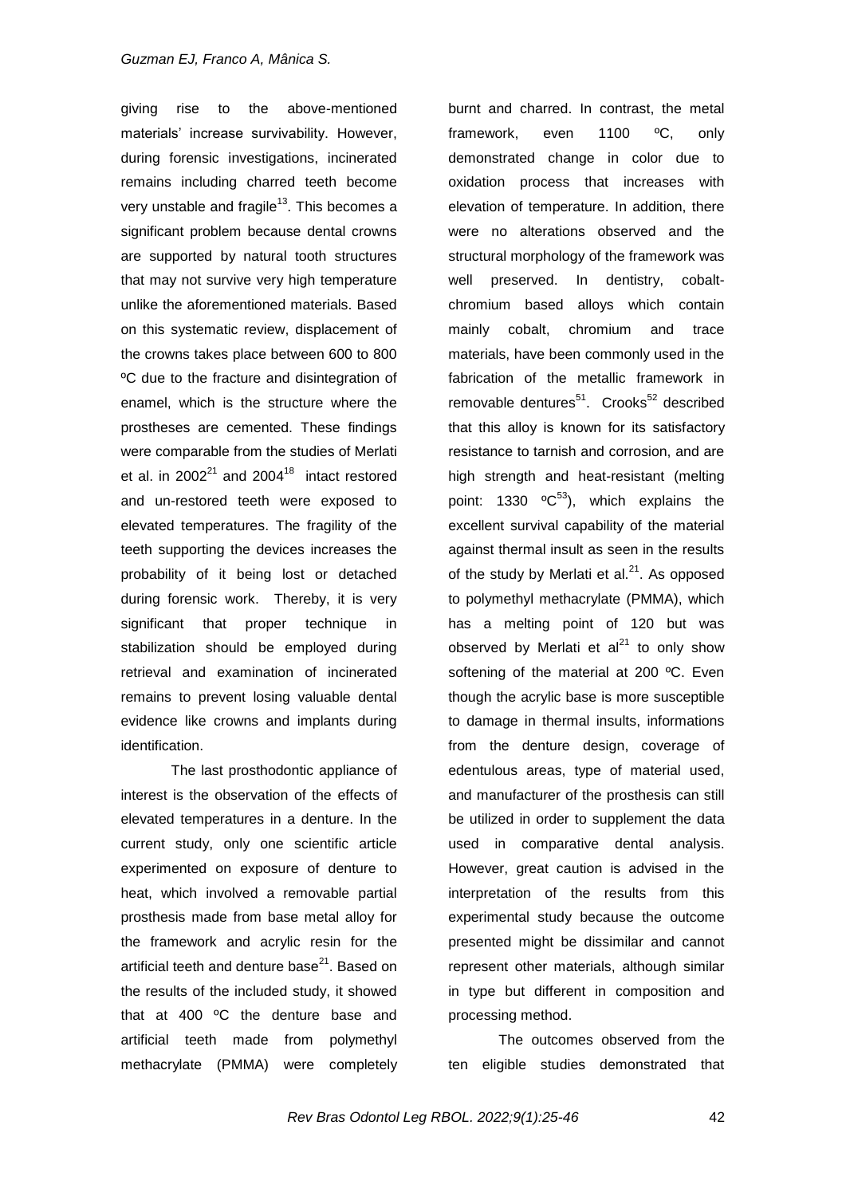giving rise to the above-mentioned materials' increase survivability. However, during forensic investigations, incinerated remains including charred teeth become very unstable and fragile[13]. This becomes a significant problem because dental crowns are supported by natural tooth structures that may not survive very high temperature unlike the aforementioned materials. Based on this systematic review, displacement of the crowns takes place between 600 to 800 ºC due to the fracture and disintegration of enamel, which is the structure where the prostheses are cemented. These findings were comparable from the studies of Merlati et al. in 2002[21] and 2004[18] intact restored and un-restored teeth were exposed to elevated temperatures. The fragility of the teeth supporting the devices increases the probability of it being lost or detached during forensic work. Thereby, it is very significant that proper technique in stabilization should be employed during retrieval and examination of incinerated remains to prevent losing valuable dental evidence like crowns and implants during identification.

The last prosthodontic appliance of interest is the observation of the effects of elevated temperatures in a denture. In the current study, only one scientific article experimented on exposure of denture to heat, which involved a removable partial prosthesis made from base metal alloy for the framework and acrylic resin for the artificial teeth and denture base[21]. Based on the results of the included study, it showed that at 400 ºC the denture base and artificial teeth made from polymethyl methacrylate (PMMA) were completely burnt and charred. In contrast, the metal framework, even 1100 ºC, only demonstrated change in color due to oxidation process that increases with elevation of temperature. In addition, there were no alterations observed and the structural morphology of the framework was well preserved. In dentistry, cobalt-chromium based alloys which contain mainly cobalt, chromium and trace materials, have been commonly used in the fabrication of the metallic framework in removable dentures[51]. Crooks[52] described that this alloy is known for its satisfactory resistance to tarnish and corrosion, and are high strength and heat-resistant (melting point: 1330 ºC[53]), which explains the excellent survival capability of the material against thermal insult as seen in the results of the study by Merlati et al.[21]. As opposed to polymethyl methacrylate (PMMA), which has a melting point of 120 but was observed by Merlati et al[21] to only show softening of the material at 200 ºC. Even though the acrylic base is more susceptible to damage in thermal insults, informations from the denture design, coverage of edentulous areas, type of material used, and manufacturer of the prosthesis can still be utilized in order to supplement the data used in comparative dental analysis. However, great caution is advised in the interpretation of the results from this experimental study because the outcome presented might be dissimilar and cannot represent other materials, although similar in type but different in composition and processing method.

The outcomes observed from the ten eligible studies demonstrated that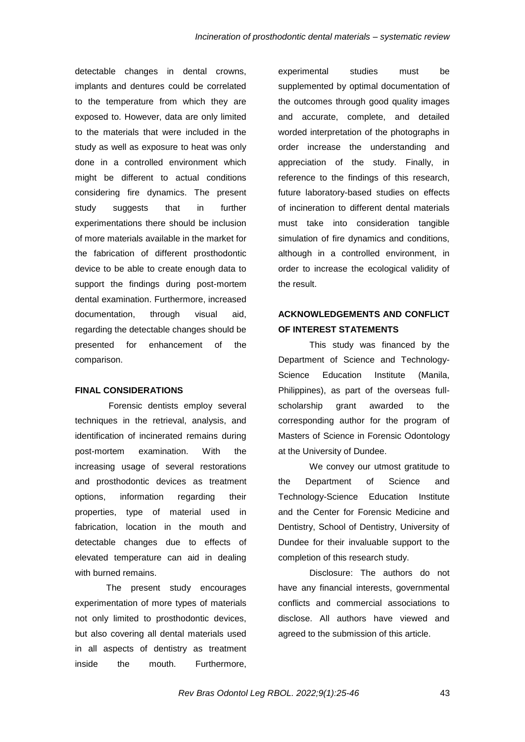detectable changes in dental crowns, implants and dentures could be correlated to the temperature from which they are exposed to. However, data are only limited to the materials that were included in the study as well as exposure to heat was only done in a controlled environment which might be different to actual conditions considering fire dynamics. The present study suggests that in further experimentations there should be inclusion of more materials available in the market for the fabrication of different prosthodontic device to be able to create enough data to support the findings during post-mortem dental examination. Furthermore, increased documentation, through visual aid, regarding the detectable changes should be presented for enhancement of the comparison.

**FINAL CONSIDERATIONS**

Forensic dentists employ several techniques in the retrieval, analysis, and identification of incinerated remains during post-mortem examination. With the increasing usage of several restorations and prosthodontic devices as treatment options, information regarding their properties, type of material used in fabrication, location in the mouth and detectable changes due to effects of elevated temperature can aid in dealing with burned remains.

The present study encourages experimentation of more types of materials not only limited to prosthodontic devices, but also covering all dental materials used in all aspects of dentistry as treatment inside the mouth. Furthermore, experimental studies must be supplemented by optimal documentation of the outcomes through good quality images and accurate, complete, and detailed worded interpretation of the photographs in order increase the understanding and appreciation of the study. Finally, in reference to the findings of this research, future laboratory-based studies on effects of incineration to different dental materials must take into consideration tangible simulation of fire dynamics and conditions, although in a controlled environment, in order to increase the ecological validity of the result.

**ACKNOWLEDGEMENTS AND CONFLICT OF INTEREST STATEMENTS**

This study was financed by the Department of Science and Technology-Science Education Institute (Manila, Philippines), as part of the overseas full-scholarship grant awarded to the corresponding author for the program of Masters of Science in Forensic Odontology at the University of Dundee.

We convey our utmost gratitude to the Department of Science and Technology-Science Education Institute and the Center for Forensic Medicine and Dentistry, School of Dentistry, University of Dundee for their invaluable support to the completion of this research study.

Disclosure: The authors do not have any financial interests, governmental conflicts and commercial associations to disclose. All authors have viewed and agreed to the submission of this article.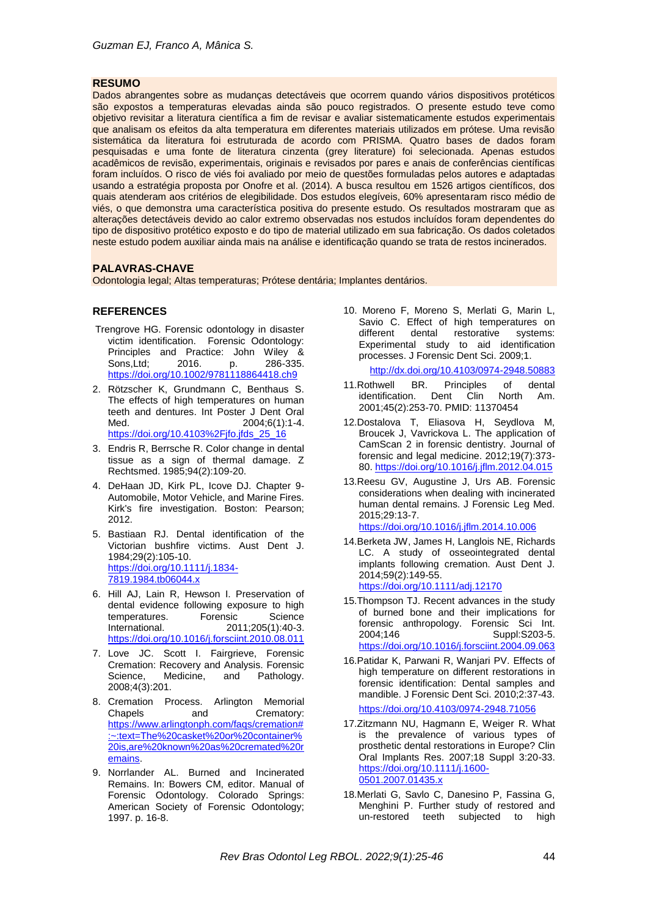## RESUMO

Dados abrangentes sobre as mudanças detectáveis que ocorrem quando vários dispositivos protéticos são expostos a temperaturas elevadas ainda são pouco registrados. O presente estudo teve como objetivo revisitar a literatura científica a fim de revisar e avaliar sistematicamente estudos experimentais que analisam os efeitos da alta temperatura em diferentes materiais utilizados em prótese. Uma revisão sistemática da literatura foi estruturada de acordo com PRISMA. Quatro bases de dados foram pesquisadas e uma fonte de literatura cinzenta (grey literature) foi selecionada. Apenas estudos acadêmicos de revisão, experimentais, originais e revisados por pares e anais de conferências científicas foram incluídos. O risco de viés foi avaliado por meio de questões formuladas pelos autores e adaptadas usando a estratégia proposta por Onofre et al. (2014). A busca resultou em 1526 artigos científicos, dos quais atenderam aos critérios de elegibilidade. Dos estudos elegíveis, 60% apresentaram risco médio de viés, o que demonstra uma característica positiva do presente estudo. Os resultados mostraram que as alterações detectáveis devido ao calor extremo observadas nos estudos incluídos foram dependentes do tipo de dispositivo protético exposto e do tipo de material utilizado em sua fabricação. Os dados coletados neste estudo podem auxiliar ainda mais na análise e identificação quando se trata de restos incinerados.

## PALAVRAS-CHAVE

Odontologia legal; Altas temperaturas; Prótese dentária; Implantes dentários.

## REFERENCES

1. Trengrove HG. Forensic odontology in disaster victim identification. Forensic Odontology: Principles and Practice: John Wiley & Sons,Ltd; 2016. p. 286-335. https://doi.org/10.1002/9781118864418.ch9
2. Rötzscher K, Grundmann C, Benthaus S. The effects of high temperatures on human teeth and dentures. Int Poster J Dent Oral Med. 2004;6(1):1-4. https://doi.org/10.4103%2Fjfo.jfds_25_16
3. Endris R, Berrsche R. Color change in dental tissue as a sign of thermal damage. Z Rechtsmed. 1985;94(2):109-20.
4. DeHaan JD, Kirk PL, Icove DJ. Chapter 9- Automobile, Motor Vehicle, and Marine Fires. Kirk's fire investigation. Boston: Pearson; 2012.
5. Bastiaan RJ. Dental identification of the Victorian bushfire victims. Aust Dent J. 1984;29(2):105-10. https://doi.org/10.1111/j.1834-7819.1984.tb06044.x
6. Hill AJ, Lain R, Hewson I. Preservation of dental evidence following exposure to high temperatures. Forensic Science International. 2011;205(1):40-3. https://doi.org/10.1016/j.forsciint.2010.08.011
7. Love JC. Scott I. Fairgrieve, Forensic Cremation: Recovery and Analysis. Forensic Science, Medicine, and Pathology. 2008;4(3):201.
8. Cremation Process. Arlington Memorial Chapels and Crematory: https://www.arlingtonph.com/faqs/cremation#:~:text=The%20casket%20or%20container%20is,are%20known%20as%20cremated%20remains.
9. Norrlander AL. Burned and Incinerated Remains. In: Bowers CM, editor. Manual of Forensic Odontology. Colorado Springs: American Society of Forensic Odontology; 1997. p. 16-8.
10. Moreno F, Moreno S, Merlati G, Marin L, Savio C. Effect of high temperatures on different dental restorative systems: Experimental study to aid identification processes. J Forensic Dent Sci. 2009;1. http://dx.doi.org/10.4103/0974-2948.50883
11. Rothwell BR. Principles of dental identification. Dent Clin North Am. 2001;45(2):253-70. PMID: 11370454
12. Dostalova T, Eliasova H, Seydlova M, Broucek J, Vavrickova L. The application of CamScan 2 in forensic dentistry. Journal of forensic and legal medicine. 2012;19(7):373-80. https://doi.org/10.1016/j.jflm.2012.04.015
13. Reesu GV, Augustine J, Urs AB. Forensic considerations when dealing with incinerated human dental remains. J Forensic Leg Med. 2015;29:13-7. https://doi.org/10.1016/j.jflm.2014.10.006
14. Berketa JW, James H, Langlois NE, Richards LC. A study of osseointegrated dental implants following cremation. Aust Dent J. 2014;59(2):149-55. https://doi.org/10.1111/adj.12170
15. Thompson TJ. Recent advances in the study of burned bone and their implications for forensic anthropology. Forensic Sci Int. 2004;146 Suppl:S203-5. https://doi.org/10.1016/j.forsciint.2004.09.063
16. Patidar K, Parwani R, Wanjari PV. Effects of high temperature on different restorations in forensic identification: Dental samples and mandible. J Forensic Dent Sci. 2010;2:37-43. https://doi.org/10.4103/0974-2948.71056
17. Zitzmann NU, Hagmann E, Weiger R. What is the prevalence of various types of prosthetic dental restorations in Europe? Clin Oral Implants Res. 2007;18 Suppl 3:20-33. https://doi.org/10.1111/j.1600-0501.2007.01435.x
18. Merlati G, Savlo C, Danesino P, Fassina G, Menghini P. Further study of restored and un-restored teeth subjected to high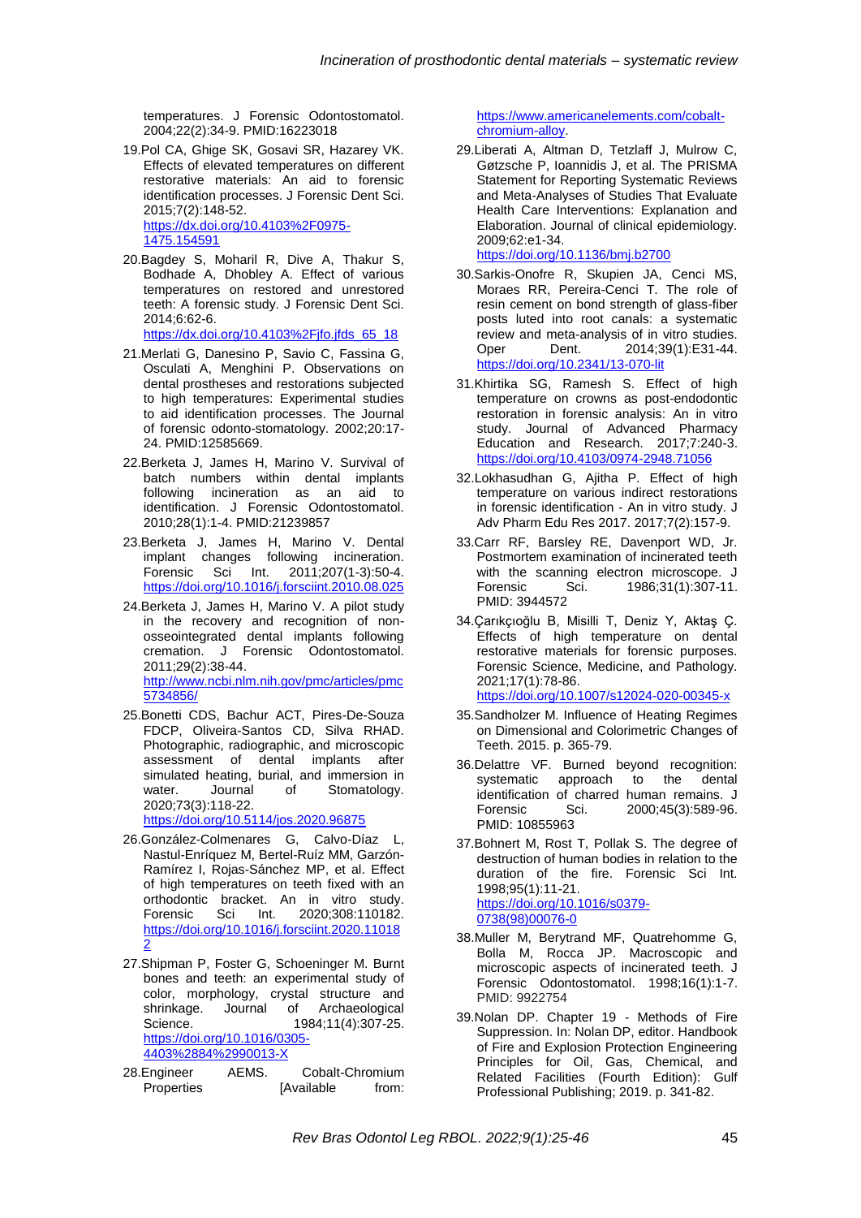temperatures. J Forensic Odontostomatol. 2004;22(2):34-9. PMID:16223018

19. Pol CA, Ghige SK, Gosavi SR, Hazarey VK. Effects of elevated temperatures on different restorative materials: An aid to forensic identification processes. J Forensic Dent Sci. 2015;7(2):148-52. https://dx.doi.org/10.4103%2F0975-1475.154591

20. Bagdey S, Moharil R, Dive A, Thakur S, Bodhade A, Dhobley A. Effect of various temperatures on restored and unrestored teeth: A forensic study. J Forensic Dent Sci. 2014;6:62-6. https://dx.doi.org/10.4103%2Fjfo.jfds_65_18

21. Merlati G, Danesino P, Savio C, Fassina G, Osculati A, Menghini P. Observations on dental prostheses and restorations subjected to high temperatures: Experimental studies to aid identification processes. The Journal of forensic odonto-stomatology. 2002;20:17-24. PMID:12585669.

22. Berketa J, James H, Marino V. Survival of batch numbers within dental implants following incineration as an aid to identification. J Forensic Odontostomatol. 2010;28(1):1-4. PMID:21239857

23. Berketa J, James H, Marino V. Dental implant changes following incineration. Forensic Sci Int. 2011;207(1-3):50-4. https://doi.org/10.1016/j.forsciint.2010.08.025

24. Berketa J, James H, Marino V. A pilot study in the recovery and recognition of non-osseointegrated dental implants following cremation. J Forensic Odontostomatol. 2011;29(2):38-44. http://www.ncbi.nlm.nih.gov/pmc/articles/pmc5734856/

25. Bonetti CDS, Bachur ACT, Pires-De-Souza FDCP, Oliveira-Santos CD, Silva RHAD. Photographic, radiographic, and microscopic assessment of dental implants after simulated heating, burial, and immersion in water. Journal of Stomatology. 2020;73(3):118-22. https://doi.org/10.5114/jos.2020.96875

26. González-Colmenares G, Calvo-Díaz L, Nastul-Enríquez M, Bertel-Ruíz MM, Garzón-Ramírez I, Rojas-Sánchez MP, et al. Effect of high temperatures on teeth fixed with an orthodontic bracket. An in vitro study. Forensic Sci Int. 2020;308:110182. https://doi.org/10.1016/j.forsciint.2020.110182

27. Shipman P, Foster G, Schoeninger M. Burnt bones and teeth: an experimental study of color, morphology, crystal structure and shrinkage. Journal of Archaeological Science. 1984;11(4):307-25. https://doi.org/10.1016/0305-4403%2884%2990013-X

28. Engineer AEMS. Cobalt-Chromium Properties [Available from: https://www.americanelements.com/cobalt-chromium-alloy.

29. Liberati A, Altman D, Tetzlaff J, Mulrow C, Gøtzsche P, Ioannidis J, et al. The PRISMA Statement for Reporting Systematic Reviews and Meta-Analyses of Studies That Evaluate Health Care Interventions: Explanation and Elaboration. Journal of clinical epidemiology. 2009;62:e1-34. https://doi.org/10.1136/bmj.b2700

30. Sarkis-Onofre R, Skupien JA, Cenci MS, Moraes RR, Pereira-Cenci T. The role of resin cement on bond strength of glass-fiber posts luted into root canals: a systematic review and meta-analysis of in vitro studies. Oper Dent. 2014;39(1):E31-44. https://doi.org/10.2341/13-070-lit

31. Khirtika SG, Ramesh S. Effect of high temperature on crowns as post-endodontic restoration in forensic analysis: An in vitro study. Journal of Advanced Pharmacy Education and Research. 2017;7:240-3. https://doi.org/10.4103/0974-2948.71056

32. Lokhasudhan G, Ajitha P. Effect of high temperature on various indirect restorations in forensic identification - An in vitro study. J Adv Pharm Edu Res 2017. 2017;7(2):157-9.

33. Carr RF, Barsley RE, Davenport WD, Jr. Postmortem examination of incinerated teeth with the scanning electron microscope. J Forensic Sci. 1986;31(1):307-11. PMID: 3944572

34. Çarıkçıoğlu B, Misilli T, Deniz Y, Aktaş Ç. Effects of high temperature on dental restorative materials for forensic purposes. Forensic Science, Medicine, and Pathology. 2021;17(1):78-86. https://doi.org/10.1007/s12024-020-00345-x

35. Sandholzer M. Influence of Heating Regimes on Dimensional and Colorimetric Changes of Teeth. 2015. p. 365-79.

36. Delattre VF. Burned beyond recognition: systematic approach to the dental identification of charred human remains. J Forensic Sci. 2000;45(3):589-96. PMID: 10855963

37. Bohnert M, Rost T, Pollak S. The degree of destruction of human bodies in relation to the duration of the fire. Forensic Sci Int. 1998;95(1):11-21. https://doi.org/10.1016/s0379-0738(98)00076-0

38. Muller M, Berytrand MF, Quatrehomme G, Bolla M, Rocca JP. Macroscopic and microscopic aspects of incinerated teeth. J Forensic Odontostomatol. 1998;16(1):1-7. PMID: 9922754

39. Nolan DP. Chapter 19 - Methods of Fire Suppression. In: Nolan DP, editor. Handbook of Fire and Explosion Protection Engineering Principles for Oil, Gas, Chemical, and Related Facilities (Fourth Edition): Gulf Professional Publishing; 2019. p. 341-82.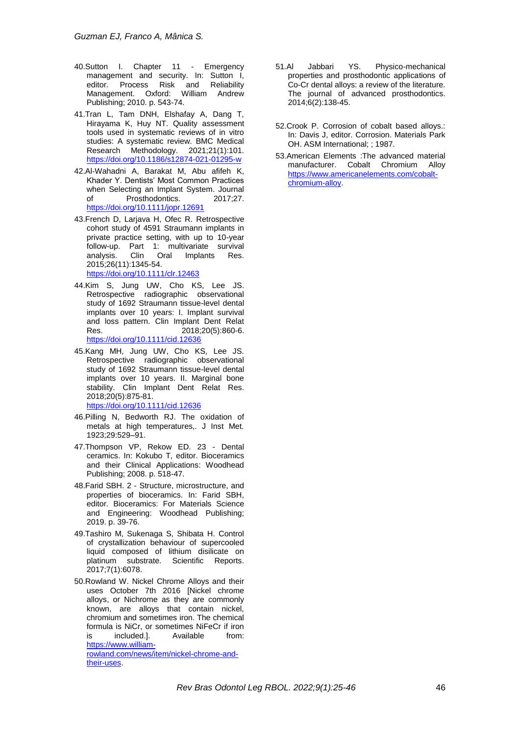40.Sutton I. Chapter 11 - Emergency management and security. In: Sutton I, editor. Process Risk and Reliability Management. Oxford: William Andrew Publishing; 2010. p. 543-74.

41.Tran L, Tam DNH, Elshafay A, Dang T, Hirayama K, Huy NT. Quality assessment tools used in systematic reviews of in vitro studies: A systematic review. BMC Medical Research Methodology. 2021;21(1):101. https://doi.org/10.1186/s12874-021-01295-w

42.Al-Wahadni A, Barakat M, Abu afifeh K, Khader Y. Dentists' Most Common Practices when Selecting an Implant System. Journal of Prosthodontics. 2017;27. https://doi.org/10.1111/jopr.12691

43.French D, Larjava H, Ofec R. Retrospective cohort study of 4591 Straumann implants in private practice setting, with up to 10-year follow-up. Part 1: multivariate survival analysis. Clin Oral Implants Res. 2015;26(11):1345-54. https://doi.org/10.1111/clr.12463

44.Kim S, Jung UW, Cho KS, Lee JS. Retrospective radiographic observational study of 1692 Straumann tissue-level dental implants over 10 years: I. Implant survival and loss pattern. Clin Implant Dent Relat Res. 2018;20(5):860-6. https://doi.org/10.1111/cid.12636

45.Kang MH, Jung UW, Cho KS, Lee JS. Retrospective radiographic observational study of 1692 Straumann tissue-level dental implants over 10 years. II. Marginal bone stability. Clin Implant Dent Relat Res. 2018;20(5):875-81. https://doi.org/10.1111/cid.12636

46.Pilling N, Bedworth RJ. The oxidation of metals at high temperatures,. J Inst Met. 1923;29:529–91.

47.Thompson VP, Rekow ED. 23 - Dental ceramics. In: Kokubo T, editor. Bioceramics and their Clinical Applications: Woodhead Publishing; 2008. p. 518-47.

48.Farid SBH. 2 - Structure, microstructure, and properties of bioceramics. In: Farid SBH, editor. Bioceramics: For Materials Science and Engineering: Woodhead Publishing; 2019. p. 39-76.

49.Tashiro M, Sukenaga S, Shibata H. Control of crystallization behaviour of supercooled liquid composed of lithium disilicate on platinum substrate. Scientific Reports. 2017;7(1):6078.

50.Rowland W. Nickel Chrome Alloys and their uses October 7th 2016 [Nickel chrome alloys, or Nichrome as they are commonly known, are alloys that contain nickel, chromium and sometimes iron. The chemical formula is NiCr, or sometimes NiFeCr if iron is included.]. Available from: https://www.william-rowland.com/news/item/nickel-chrome-and-their-uses.

51.Al Jabbari YS. Physico-mechanical properties and prosthodontic applications of Co-Cr dental alloys: a review of the literature. The journal of advanced prosthodontics. 2014;6(2):138-45.

52.Crook P. Corrosion of cobalt based alloys.: In: Davis J, editor. Corrosion. Materials Park OH. ASM International; ; 1987.

53.American Elements :The advanced material manufacturer. Cobalt Chromium Alloy https://www.americanelements.com/cobalt-chromium-alloy.